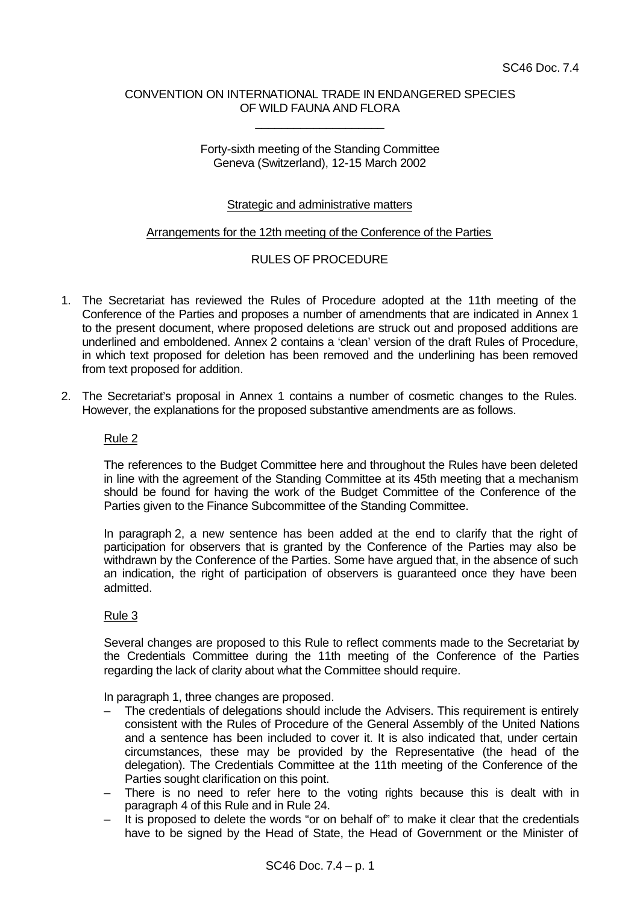SC46 Doc. 7.4

CONVENTION ON INTERNATIONAL TRADE IN ENDANGERED SPECIES
OF WILD FAUNA AND FLORA

____________________

Forty-sixth meeting of the Standing Committee
Geneva (Switzerland), 12-15 March 2002

Strategic and administrative matters

Arrangements for the 12th meeting of the Conference of the Parties

RULES OF PROCEDURE

1. The Secretariat has reviewed the Rules of Procedure adopted at the 11th meeting of the Conference of the Parties and proposes a number of amendments that are indicated in Annex 1 to the present document, where proposed deletions are struck out and proposed additions are underlined and emboldened. Annex 2 contains a 'clean' version of the draft Rules of Procedure, in which text proposed for deletion has been removed and the underlining has been removed from text proposed for addition.

2. The Secretariat's proposal in Annex 1 contains a number of cosmetic changes to the Rules. However, the explanations for the proposed substantive amendments are as follows.

   Rule 2

   The references to the Budget Committee here and throughout the Rules have been deleted in line with the agreement of the Standing Committee at its 45th meeting that a mechanism should be found for having the work of the Budget Committee of the Conference of the Parties given to the Finance Subcommittee of the Standing Committee.

   In paragraph 2, a new sentence has been added at the end to clarify that the right of participation for observers that is granted by the Conference of the Parties may also be withdrawn by the Conference of the Parties. Some have argued that, in the absence of such an indication, the right of participation of observers is guaranteed once they have been admitted.

   Rule 3

   Several changes are proposed to this Rule to reflect comments made to the Secretariat by the Credentials Committee during the 11th meeting of the Conference of the Parties regarding the lack of clarity about what the Committee should require.

   In paragraph 1, three changes are proposed.

   – The credentials of delegations should include the Advisers. This requirement is entirely consistent with the Rules of Procedure of the General Assembly of the United Nations and a sentence has been included to cover it. It is also indicated that, under certain circumstances, these may be provided by the Representative (the head of the delegation). The Credentials Committee at the 11th meeting of the Conference of the Parties sought clarification on this point.
   – There is no need to refer here to the voting rights because this is dealt with in paragraph 4 of this Rule and in Rule 24.
   – It is proposed to delete the words "or on behalf of" to make it clear that the credentials have to be signed by the Head of State, the Head of Government or the Minister of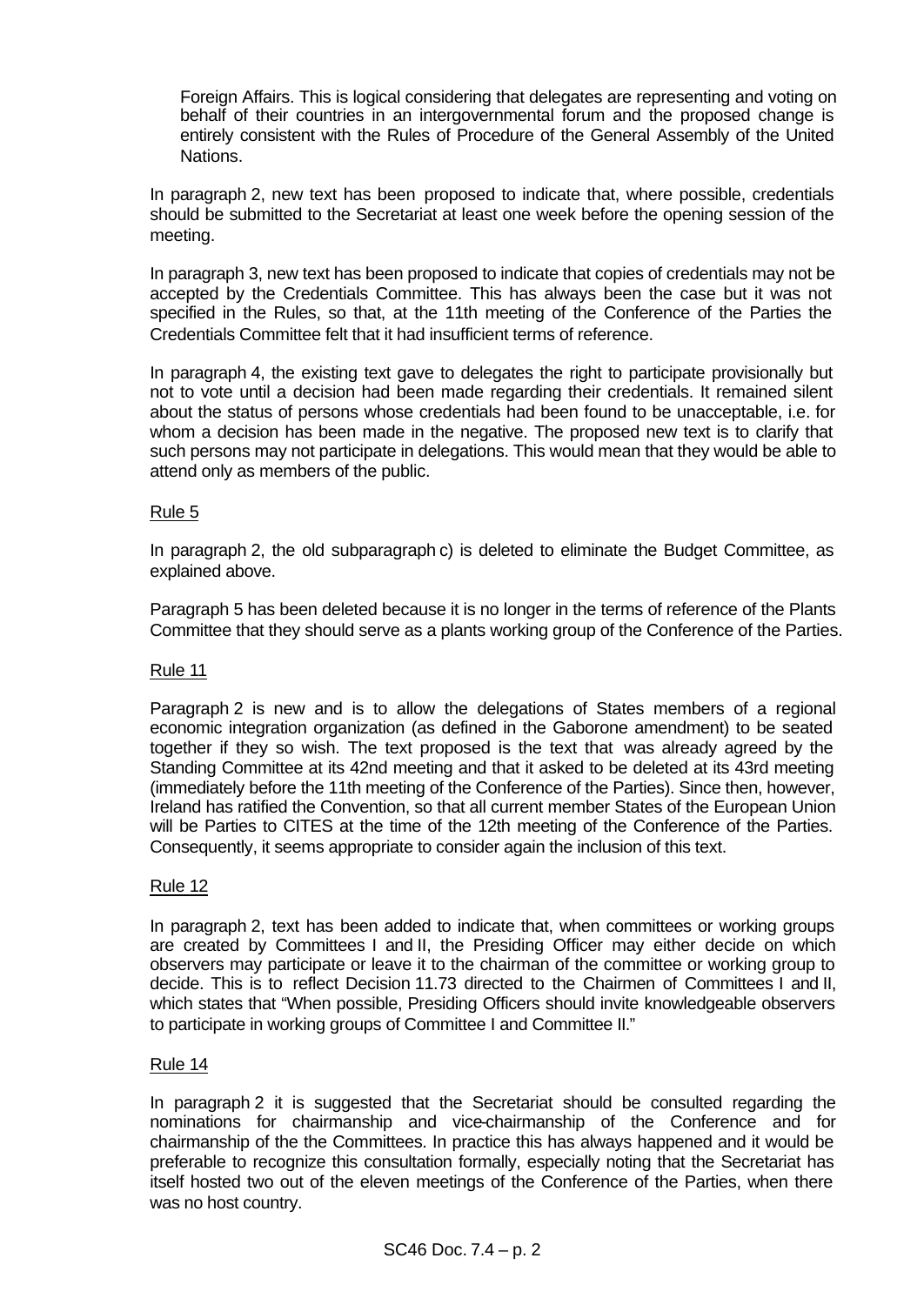Foreign Affairs. This is logical considering that delegates are representing and voting on behalf of their countries in an intergovernmental forum and the proposed change is entirely consistent with the Rules of Procedure of the General Assembly of the United Nations.

In paragraph 2, new text has been proposed to indicate that, where possible, credentials should be submitted to the Secretariat at least one week before the opening session of the meeting.

In paragraph 3, new text has been proposed to indicate that copies of credentials may not be accepted by the Credentials Committee. This has always been the case but it was not specified in the Rules, so that, at the 11th meeting of the Conference of the Parties the Credentials Committee felt that it had insufficient terms of reference.

In paragraph 4, the existing text gave to delegates the right to participate provisionally but not to vote until a decision had been made regarding their credentials. It remained silent about the status of persons whose credentials had been found to be unacceptable, i.e. for whom a decision has been made in the negative. The proposed new text is to clarify that such persons may not participate in delegations. This would mean that they would be able to attend only as members of the public.

Rule 5

In paragraph 2, the old subparagraph c) is deleted to eliminate the Budget Committee, as explained above.

Paragraph 5 has been deleted because it is no longer in the terms of reference of the Plants Committee that they should serve as a plants working group of the Conference of the Parties.

Rule 11

Paragraph 2 is new and is to allow the delegations of States members of a regional economic integration organization (as defined in the Gaborone amendment) to be seated together if they so wish. The text proposed is the text that was already agreed by the Standing Committee at its 42nd meeting and that it asked to be deleted at its 43rd meeting (immediately before the 11th meeting of the Conference of the Parties). Since then, however, Ireland has ratified the Convention, so that all current member States of the European Union will be Parties to CITES at the time of the 12th meeting of the Conference of the Parties. Consequently, it seems appropriate to consider again the inclusion of this text.

Rule 12

In paragraph 2, text has been added to indicate that, when committees or working groups are created by Committees I and II, the Presiding Officer may either decide on which observers may participate or leave it to the chairman of the committee or working group to decide. This is to reflect Decision 11.73 directed to the Chairmen of Committees I and II, which states that "When possible, Presiding Officers should invite knowledgeable observers to participate in working groups of Committee I and Committee II."

Rule 14

In paragraph 2 it is suggested that the Secretariat should be consulted regarding the nominations for chairmanship and vice-chairmanship of the Conference and for chairmanship of the the Committees. In practice this has always happened and it would be preferable to recognize this consultation formally, especially noting that the Secretariat has itself hosted two out of the eleven meetings of the Conference of the Parties, when there was no host country.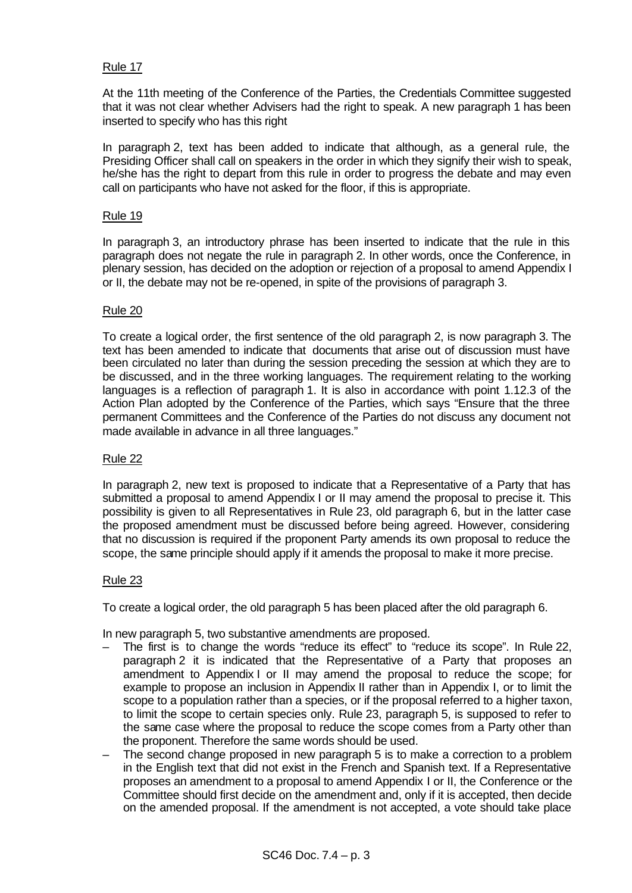Rule 17

At the 11th meeting of the Conference of the Parties, the Credentials Committee suggested that it was not clear whether Advisers had the right to speak. A new paragraph 1 has been inserted to specify who has this right

In paragraph 2, text has been added to indicate that although, as a general rule, the Presiding Officer shall call on speakers in the order in which they signify their wish to speak, he/she has the right to depart from this rule in order to progress the debate and may even call on participants who have not asked for the floor, if this is appropriate.

Rule 19

In paragraph 3, an introductory phrase has been inserted to indicate that the rule in this paragraph does not negate the rule in paragraph 2. In other words, once the Conference, in plenary session, has decided on the adoption or rejection of a proposal to amend Appendix I or II, the debate may not be re-opened, in spite of the provisions of paragraph 3.

Rule 20

To create a logical order, the first sentence of the old paragraph 2, is now paragraph 3. The text has been amended to indicate that documents that arise out of discussion must have been circulated no later than during the session preceding the session at which they are to be discussed, and in the three working languages. The requirement relating to the working languages is a reflection of paragraph 1. It is also in accordance with point 1.12.3 of the Action Plan adopted by the Conference of the Parties, which says "Ensure that the three permanent Committees and the Conference of the Parties do not discuss any document not made available in advance in all three languages."

Rule 22

In paragraph 2, new text is proposed to indicate that a Representative of a Party that has submitted a proposal to amend Appendix I or II may amend the proposal to precise it. This possibility is given to all Representatives in Rule 23, old paragraph 6, but in the latter case the proposed amendment must be discussed before being agreed. However, considering that no discussion is required if the proponent Party amends its own proposal to reduce the scope, the same principle should apply if it amends the proposal to make it more precise.

Rule 23

To create a logical order, the old paragraph 5 has been placed after the old paragraph 6.

In new paragraph 5, two substantive amendments are proposed.

– The first is to change the words "reduce its effect" to "reduce its scope". In Rule 22, paragraph 2 it is indicated that the Representative of a Party that proposes an amendment to Appendix I or II may amend the proposal to reduce the scope; for example to propose an inclusion in Appendix II rather than in Appendix I, or to limit the scope to a population rather than a species, or if the proposal referred to a higher taxon, to limit the scope to certain species only. Rule 23, paragraph 5, is supposed to refer to the same case where the proposal to reduce the scope comes from a Party other than the proponent. Therefore the same words should be used.
– The second change proposed in new paragraph 5 is to make a correction to a problem in the English text that did not exist in the French and Spanish text. If a Representative proposes an amendment to a proposal to amend Appendix I or II, the Conference or the Committee should first decide on the amendment and, only if it is accepted, then decide on the amended proposal. If the amendment is not accepted, a vote should take place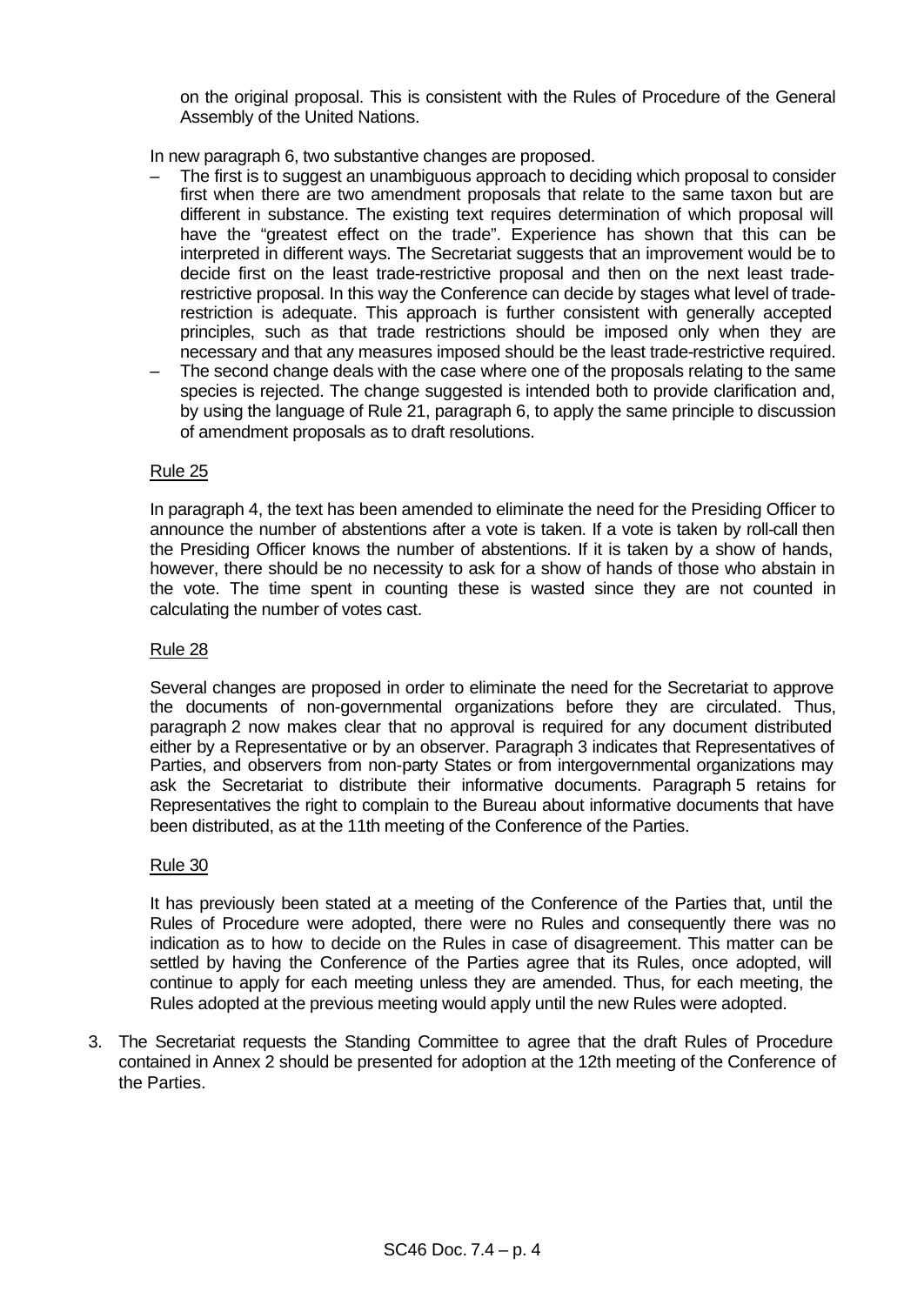on the original proposal. This is consistent with the Rules of Procedure of the General Assembly of the United Nations.

In new paragraph 6, two substantive changes are proposed.

– The first is to suggest an unambiguous approach to deciding which proposal to consider first when there are two amendment proposals that relate to the same taxon but are different in substance. The existing text requires determination of which proposal will have the "greatest effect on the trade". Experience has shown that this can be interpreted in different ways. The Secretariat suggests that an improvement would be to decide first on the least trade-restrictive proposal and then on the next least trade-restrictive proposal. In this way the Conference can decide by stages what level of trade-restriction is adequate. This approach is further consistent with generally accepted principles, such as that trade restrictions should be imposed only when they are necessary and that any measures imposed should be the least trade-restrictive required.
– The second change deals with the case where one of the proposals relating to the same species is rejected. The change suggested is intended both to provide clarification and, by using the language of Rule 21, paragraph 6, to apply the same principle to discussion of amendment proposals as to draft resolutions.

Rule 25

In paragraph 4, the text has been amended to eliminate the need for the Presiding Officer to announce the number of abstentions after a vote is taken. If a vote is taken by roll-call then the Presiding Officer knows the number of abstentions. If it is taken by a show of hands, however, there should be no necessity to ask for a show of hands of those who abstain in the vote. The time spent in counting these is wasted since they are not counted in calculating the number of votes cast.

Rule 28

Several changes are proposed in order to eliminate the need for the Secretariat to approve the documents of non-governmental organizations before they are circulated. Thus, paragraph 2 now makes clear that no approval is required for any document distributed either by a Representative or by an observer. Paragraph 3 indicates that Representatives of Parties, and observers from non-party States or from intergovernmental organizations may ask the Secretariat to distribute their informative documents. Paragraph 5 retains for Representatives the right to complain to the Bureau about informative documents that have been distributed, as at the 11th meeting of the Conference of the Parties.

Rule 30

It has previously been stated at a meeting of the Conference of the Parties that, until the Rules of Procedure were adopted, there were no Rules and consequently there was no indication as to how to decide on the Rules in case of disagreement. This matter can be settled by having the Conference of the Parties agree that its Rules, once adopted, will continue to apply for each meeting unless they are amended. Thus, for each meeting, the Rules adopted at the previous meeting would apply until the new Rules were adopted.

3. The Secretariat requests the Standing Committee to agree that the draft Rules of Procedure contained in Annex 2 should be presented for adoption at the 12th meeting of the Conference of the Parties.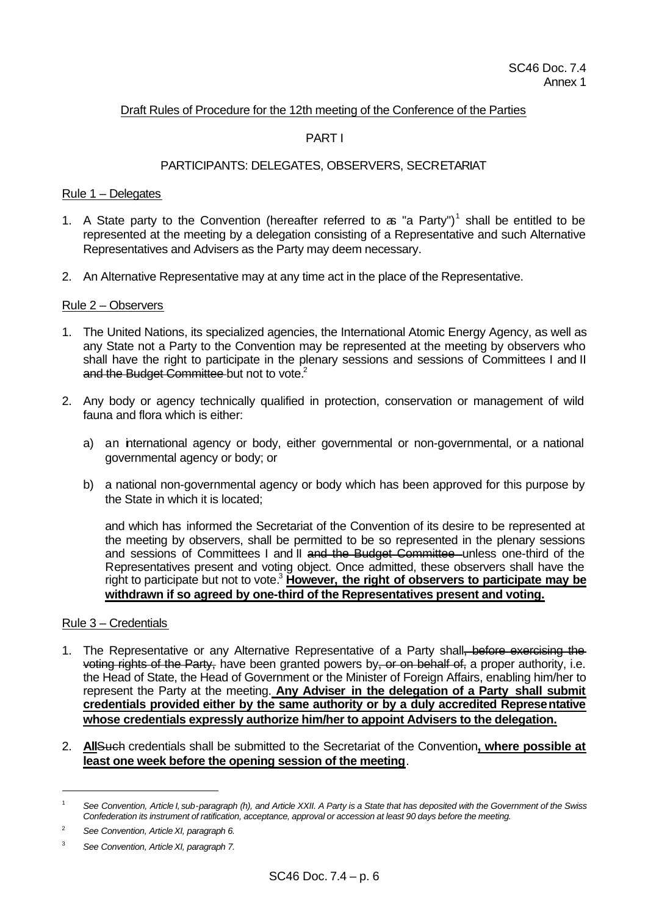SC46 Doc. 7.4
Annex 1

Draft Rules of Procedure for the 12th meeting of the Conference of the Parties

PART I

PARTICIPANTS: DELEGATES, OBSERVERS, SECRETARIAT

Rule 1 – Delegates

1. A State party to the Convention (hereafter referred to as "a Party")[1] shall be entitled to be represented at the meeting by a delegation consisting of a Representative and such Alternative Representatives and Advisers as the Party may deem necessary.

2. An Alternative Representative may at any time act in the place of the Representative.

Rule 2 – Observers

1. The United Nations, its specialized agencies, the International Atomic Energy Agency, as well as any State not a Party to the Convention may be represented at the meeting by observers who shall have the right to participate in the plenary sessions and sessions of Committees I and II ~~and the Budget Committee~~ but not to vote.[2]

2. Any body or agency technically qualified in protection, conservation or management of wild fauna and flora which is either:

   a) an international agency or body, either governmental or non-governmental, or a national governmental agency or body; or

   b) a national non-governmental agency or body which has been approved for this purpose by the State in which it is located;

   and which has informed the Secretariat of the Convention of its desire to be represented at the meeting by observers, shall be permitted to be so represented in the plenary sessions and sessions of Committees I and II ~~and the Budget Committee~~ unless one-third of the Representatives present and voting object. Once admitted, these observers shall have the right to participate but not to vote.[3] **However, the right of observers to participate may be withdrawn if so agreed by one-third of the Representatives present and voting.**

Rule 3 – Credentials

1. The Representative or any Alternative Representative of a Party shall~~, before exercising the voting rights of the Party,~~ have been granted powers by~~, or on behalf of,~~ a proper authority, i.e. the Head of State, the Head of Government or the Minister of Foreign Affairs, enabling him/her to represent the Party at the meeting. **Any Adviser in the delegation of a Party shall submit credentials provided either by the same authority or by a duly accredited Representative whose credentials expressly authorize him/her to appoint Advisers to the delegation.**

2. **All**~~Such~~ credentials shall be submitted to the Secretariat of the Convention**, where possible at least one week before the opening session of the meeting**.

---

[1] *See Convention, Article I, sub-paragraph (h), and Article XXII. A Party is a State that has deposited with the Government of the Swiss Confederation its instrument of ratification, acceptance, approval or accession at least 90 days before the meeting.*

[2] *See Convention, Article XI, paragraph 6.*

[3] *See Convention, Article XI, paragraph 7.*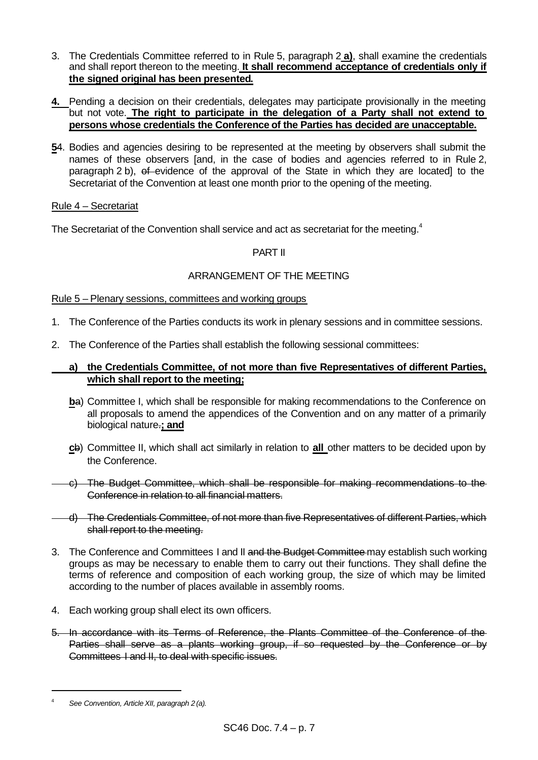3. The Credentials Committee referred to in Rule 5, paragraph 2 **a)**, shall examine the credentials and shall report thereon to the meeting. **It shall recommend acceptance of credentials only if the signed original has been presented.**

**4.** Pending a decision on their credentials, delegates may participate provisionally in the meeting but not vote. **The right to participate in the delegation of a Party shall not extend to persons whose credentials the Conference of the Parties has decided are unacceptable.**

**5**~~4~~. Bodies and agencies desiring to be represented at the meeting by observers shall submit the names of these observers [and, in the case of bodies and agencies referred to in Rule 2, paragraph 2 b), ~~of~~ evidence of the approval of the State in which they are located] to the Secretariat of the Convention at least one month prior to the opening of the meeting.

Rule 4 – Secretariat

The Secretariat of the Convention shall service and act as secretariat for the meeting.[4]

PART II

ARRANGEMENT OF THE MEETING

Rule 5 – Plenary sessions, committees and working groups

1. The Conference of the Parties conducts its work in plenary sessions and in committee sessions.

2. The Conference of the Parties shall establish the following sessional committees:

   **a) the Credentials Committee, of not more than five Representatives of different Parties, which shall report to the meeting;**

   **b**~~a~~) Committee I, which shall be responsible for making recommendations to the Conference on all proposals to amend the appendices of the Convention and on any matter of a primarily biological nature~~.~~**; and**

   **c**~~b~~) Committee II, which shall act similarly in relation to **all** other matters to be decided upon by the Conference.

   ~~c) The Budget Committee, which shall be responsible for making recommendations to the Conference in relation to all financial matters.~~

   ~~d) The Credentials Committee, of not more than five Representatives of different Parties, which shall report to the meeting.~~

3. The Conference and Committees I and II ~~and the Budget Committee~~ may establish such working groups as may be necessary to enable them to carry out their functions. They shall define the terms of reference and composition of each working group, the size of which may be limited according to the number of places available in assembly rooms.

4. Each working group shall elect its own officers.

5. ~~In accordance with its Terms of Reference, the Plants Committee of the Conference of the Parties shall serve as a plants working group, if so requested by the Conference or by Committees I and II, to deal with specific issues.~~

[4] *See Convention, Article XII, paragraph 2 (a).*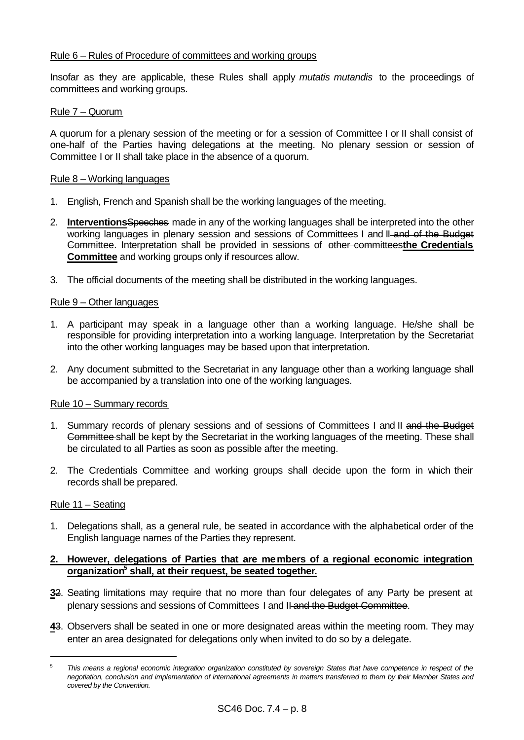Rule 6 – Rules of Procedure of committees and working groups

Insofar as they are applicable, these Rules shall apply *mutatis mutandis* to the proceedings of committees and working groups.

Rule 7 – Quorum

A quorum for a plenary session of the meeting or for a session of Committee I or II shall consist of one-half of the Parties having delegations at the meeting. No plenary session or session of Committee I or II shall take place in the absence of a quorum.

Rule 8 – Working languages

1. English, French and Spanish shall be the working languages of the meeting.

2. **Interventions**~~Speeches~~ made in any of the working languages shall be interpreted into the other working languages in plenary session and sessions of Committees I and II ~~and of the Budget Committee~~. Interpretation shall be provided in sessions of ~~other committees~~**the Credentials Committee** and working groups only if resources allow.

3. The official documents of the meeting shall be distributed in the working languages.

Rule 9 – Other languages

1. A participant may speak in a language other than a working language. He/she shall be responsible for providing interpretation into a working language. Interpretation by the Secretariat into the other working languages may be based upon that interpretation.

2. Any document submitted to the Secretariat in any language other than a working language shall be accompanied by a translation into one of the working languages.

Rule 10 – Summary records

1. Summary records of plenary sessions and of sessions of Committees I and II ~~and the Budget Committee~~ shall be kept by the Secretariat in the working languages of the meeting. These shall be circulated to all Parties as soon as possible after the meeting.

2. The Credentials Committee and working groups shall decide upon the form in which their records shall be prepared.

Rule 11 – Seating

1. Delegations shall, as a general rule, be seated in accordance with the alphabetical order of the English language names of the Parties they represent.

**2. However, delegations of Parties that are members of a regional economic integration organization[5] shall, at their request, be seated together.**

**3**~~2~~. Seating limitations may require that no more than four delegates of any Party be present at plenary sessions and sessions of Committees I and II ~~and the Budget Committee~~.

**4**~~3~~. Observers shall be seated in one or more designated areas within the meeting room. They may enter an area designated for delegations only when invited to do so by a delegate.

---

[5] *This means a regional economic integration organization constituted by sovereign States that have competence in respect of the negotiation, conclusion and implementation of international agreements in matters transferred to them by their Member States and covered by the Convention.*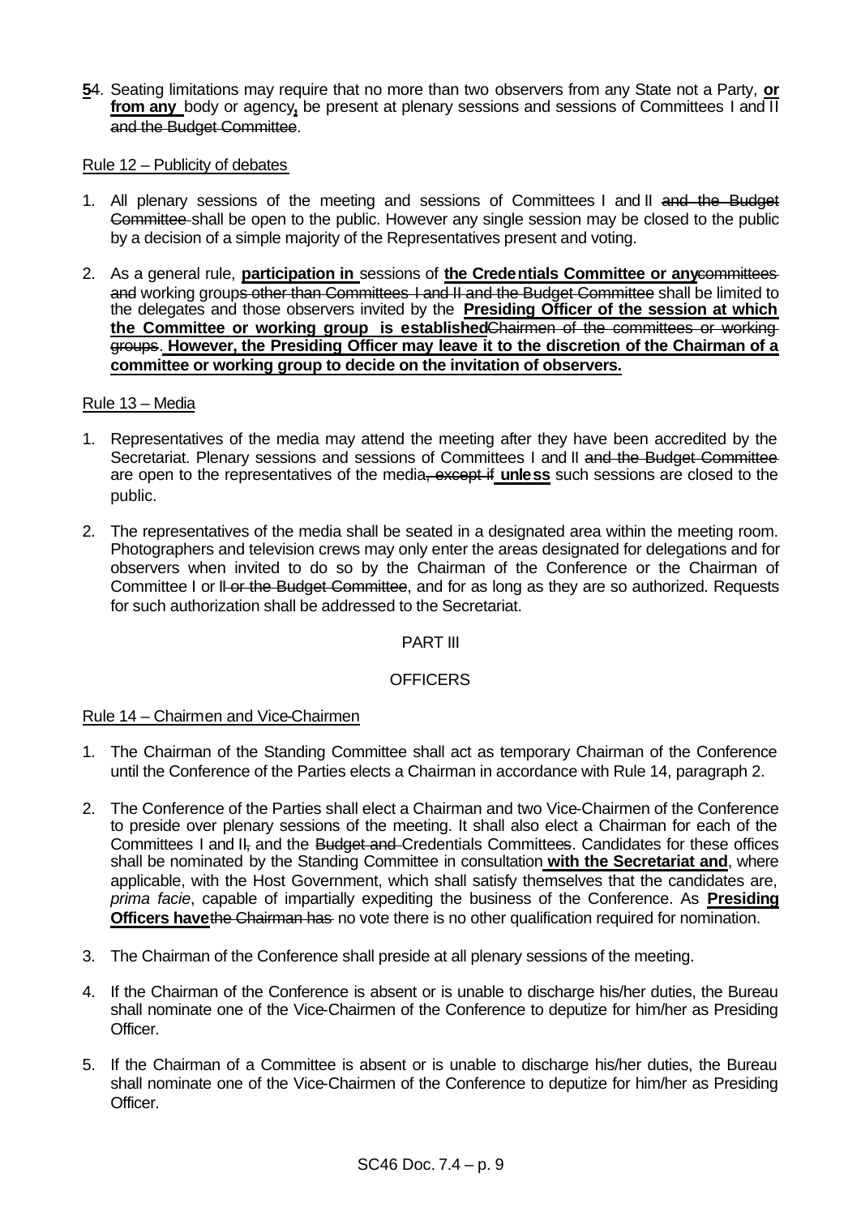**5**4. Seating limitations may require that no more than two observers from any State not a Party, **or from any** body or agency**,** be present at plenary sessions and sessions of Committees I and II ~~and the Budget Committee~~.

Rule 12 – Publicity of debates

1. All plenary sessions of the meeting and sessions of Committees I and II ~~and the Budget Committee~~ shall be open to the public. However any single session may be closed to the public by a decision of a simple majority of the Representatives present and voting.

2. As a general rule, **participation in** sessions of **the Credentials Committee or any**~~committees and~~ working group~~s other than Committees I and II and the Budget Committee~~ shall be limited to the delegates and those observers invited by the **Presiding Officer of the session at which the Committee or working group is established**~~Chairmen of the committees or working groups~~. **However, the Presiding Officer may leave it to the discretion of the Chairman of a committee or working group to decide on the invitation of observers.**

Rule 13 – Media

1. Representatives of the media may attend the meeting after they have been accredited by the Secretariat. Plenary sessions and sessions of Committees I and II ~~and the Budget Committee~~ are open to the representatives of the media~~, except if~~ **unless** such sessions are closed to the public.

2. The representatives of the media shall be seated in a designated area within the meeting room. Photographers and television crews may only enter the areas designated for delegations and for observers when invited to do so by the Chairman of the Conference or the Chairman of Committee I or I~~I or the Budget Committee~~, and for as long as they are so authorized. Requests for such authorization shall be addressed to the Secretariat.

PART III

OFFICERS

Rule 14 – Chairmen and Vice-Chairmen

1. The Chairman of the Standing Committee shall act as temporary Chairman of the Conference until the Conference of the Parties elects a Chairman in accordance with Rule 14, paragraph 2.

2. The Conference of the Parties shall elect a Chairman and two Vice-Chairmen of the Conference to preside over plenary sessions of the meeting. It shall also elect a Chairman for each of the Committees I and II~~,~~ and the ~~Budget and~~ Credentials Committee~~s~~. Candidates for these offices shall be nominated by the Standing Committee in consultation **with the Secretariat and**, where applicable, with the Host Government, which shall satisfy themselves that the candidates are, *prima facie*, capable of impartially expediting the business of the Conference. As **Presiding Officers have**~~the Chairman has~~ no vote there is no other qualification required for nomination.

3. The Chairman of the Conference shall preside at all plenary sessions of the meeting.

4. If the Chairman of the Conference is absent or is unable to discharge his/her duties, the Bureau shall nominate one of the Vice-Chairmen of the Conference to deputize for him/her as Presiding Officer.

5. If the Chairman of a Committee is absent or is unable to discharge his/her duties, the Bureau shall nominate one of the Vice-Chairmen of the Conference to deputize for him/her as Presiding Officer.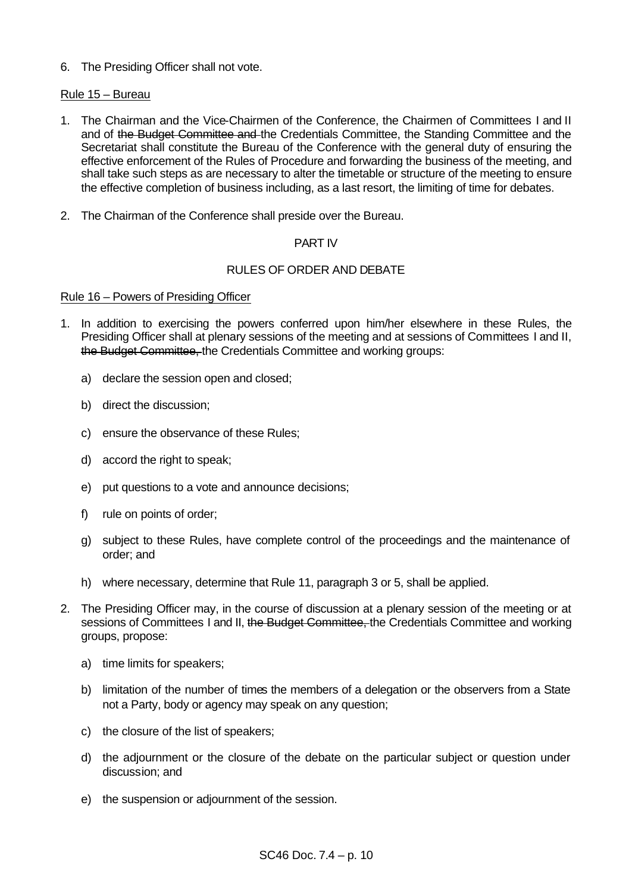6. The Presiding Officer shall not vote.

Rule 15 – Bureau

1. The Chairman and the Vice-Chairmen of the Conference, the Chairmen of Committees I and II and of ~~the Budget Committee and~~ the Credentials Committee, the Standing Committee and the Secretariat shall constitute the Bureau of the Conference with the general duty of ensuring the effective enforcement of the Rules of Procedure and forwarding the business of the meeting, and shall take such steps as are necessary to alter the timetable or structure of the meeting to ensure the effective completion of business including, as a last resort, the limiting of time for debates.

2. The Chairman of the Conference shall preside over the Bureau.

PART IV

RULES OF ORDER AND DEBATE

Rule 16 – Powers of Presiding Officer

1. In addition to exercising the powers conferred upon him/her elsewhere in these Rules, the Presiding Officer shall at plenary sessions of the meeting and at sessions of Committees I and II, ~~the Budget Committee,~~ the Credentials Committee and working groups:

   a) declare the session open and closed;

   b) direct the discussion;

   c) ensure the observance of these Rules;

   d) accord the right to speak;

   e) put questions to a vote and announce decisions;

   f) rule on points of order;

   g) subject to these Rules, have complete control of the proceedings and the maintenance of order; and

   h) where necessary, determine that Rule 11, paragraph 3 or 5, shall be applied.

2. The Presiding Officer may, in the course of discussion at a plenary session of the meeting or at sessions of Committees I and II, ~~the Budget Committee,~~ the Credentials Committee and working groups, propose:

   a) time limits for speakers;

   b) limitation of the number of times the members of a delegation or the observers from a State not a Party, body or agency may speak on any question;

   c) the closure of the list of speakers;

   d) the adjournment or the closure of the debate on the particular subject or question under discussion; and

   e) the suspension or adjournment of the session.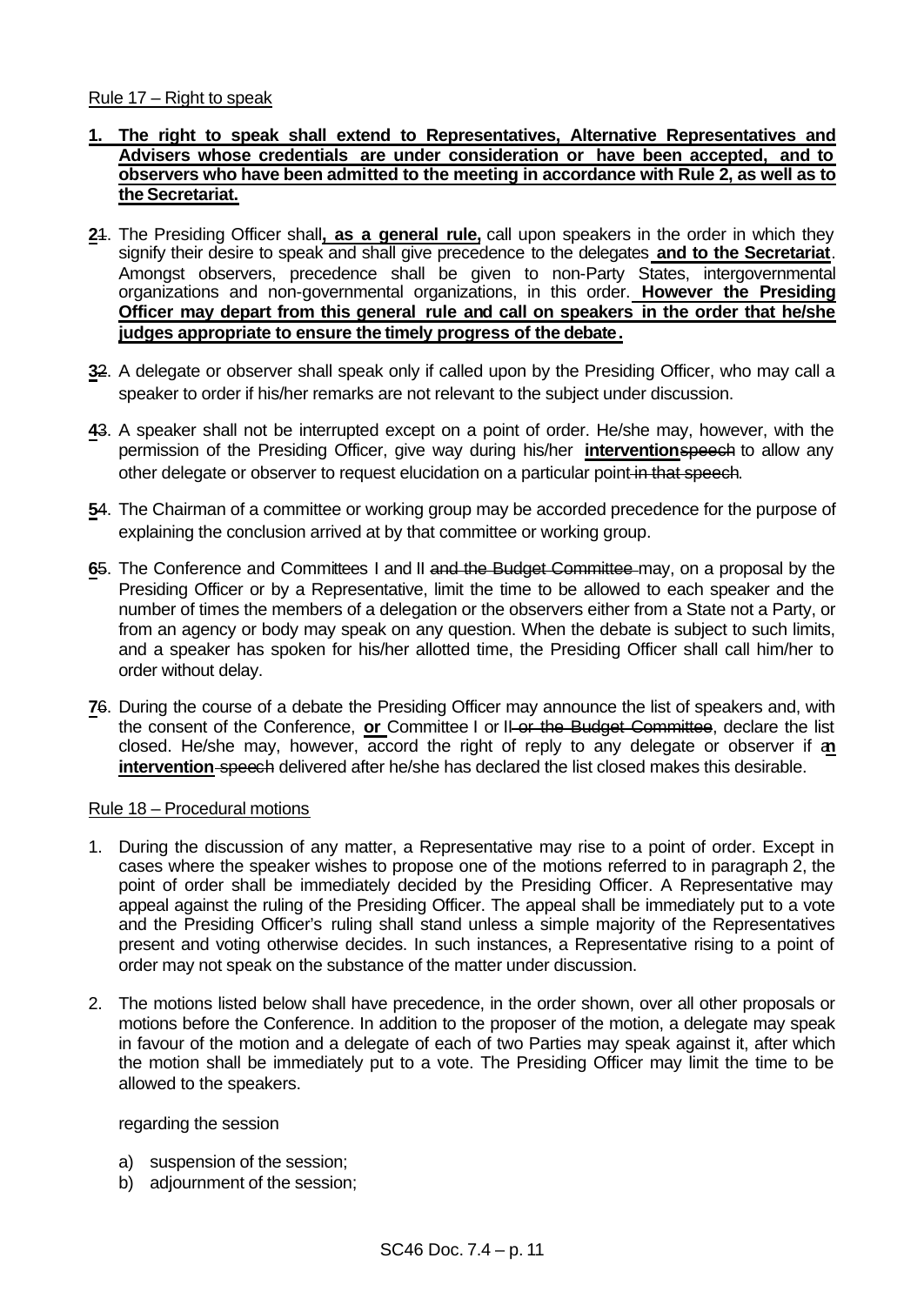Rule 17 – Right to speak

1. **The right to speak shall extend to Representatives, Alternative Representatives and Advisers whose credentials are under consideration or have been accepted, and to observers who have been admitted to the meeting in accordance with Rule 2, as well as to the Secretariat.**

**2**~~1~~. The Presiding Officer shall**, as a general rule,** call upon speakers in the order in which they signify their desire to speak and shall give precedence to the delegates **and to the Secretariat**. Amongst observers, precedence shall be given to non-Party States, intergovernmental organizations and non-governmental organizations, in this order. **However the Presiding Officer may depart from this general rule and call on speakers in the order that he/she judges appropriate to ensure the timely progress of the debate.**

**3**~~2~~. A delegate or observer shall speak only if called upon by the Presiding Officer, who may call a speaker to order if his/her remarks are not relevant to the subject under discussion.

**4**~~3~~. A speaker shall not be interrupted except on a point of order. He/she may, however, with the permission of the Presiding Officer, give way during his/her **intervention**~~speech~~ to allow any other delegate or observer to request elucidation on a particular point ~~in that speech~~.

**5**~~4~~. The Chairman of a committee or working group may be accorded precedence for the purpose of explaining the conclusion arrived at by that committee or working group.

**6**~~5~~. The Conference and Committees I and II ~~and the Budget Committee~~ may, on a proposal by the Presiding Officer or by a Representative, limit the time to be allowed to each speaker and the number of times the members of a delegation or the observers either from a State not a Party, or from an agency or body may speak on any question. When the debate is subject to such limits, and a speaker has spoken for his/her allotted time, the Presiding Officer shall call him/her to order without delay.

**7**~~6~~. During the course of a debate the Presiding Officer may announce the list of speakers and, with the consent of the Conference, **or** Committee I or II ~~or the Budget Committee~~, declare the list closed. He/she may, however, accord the right of reply to any delegate or observer if a**n** **intervention** ~~speech~~ delivered after he/she has declared the list closed makes this desirable.

Rule 18 – Procedural motions

1. During the discussion of any matter, a Representative may rise to a point of order. Except in cases where the speaker wishes to propose one of the motions referred to in paragraph 2, the point of order shall be immediately decided by the Presiding Officer. A Representative may appeal against the ruling of the Presiding Officer. The appeal shall be immediately put to a vote and the Presiding Officer's ruling shall stand unless a simple majority of the Representatives present and voting otherwise decides. In such instances, a Representative rising to a point of order may not speak on the substance of the matter under discussion.

2. The motions listed below shall have precedence, in the order shown, over all other proposals or motions before the Conference. In addition to the proposer of the motion, a delegate may speak in favour of the motion and a delegate of each of two Parties may speak against it, after which the motion shall be immediately put to a vote. The Presiding Officer may limit the time to be allowed to the speakers.

   regarding the session

   a) suspension of the session;
   b) adjournment of the session;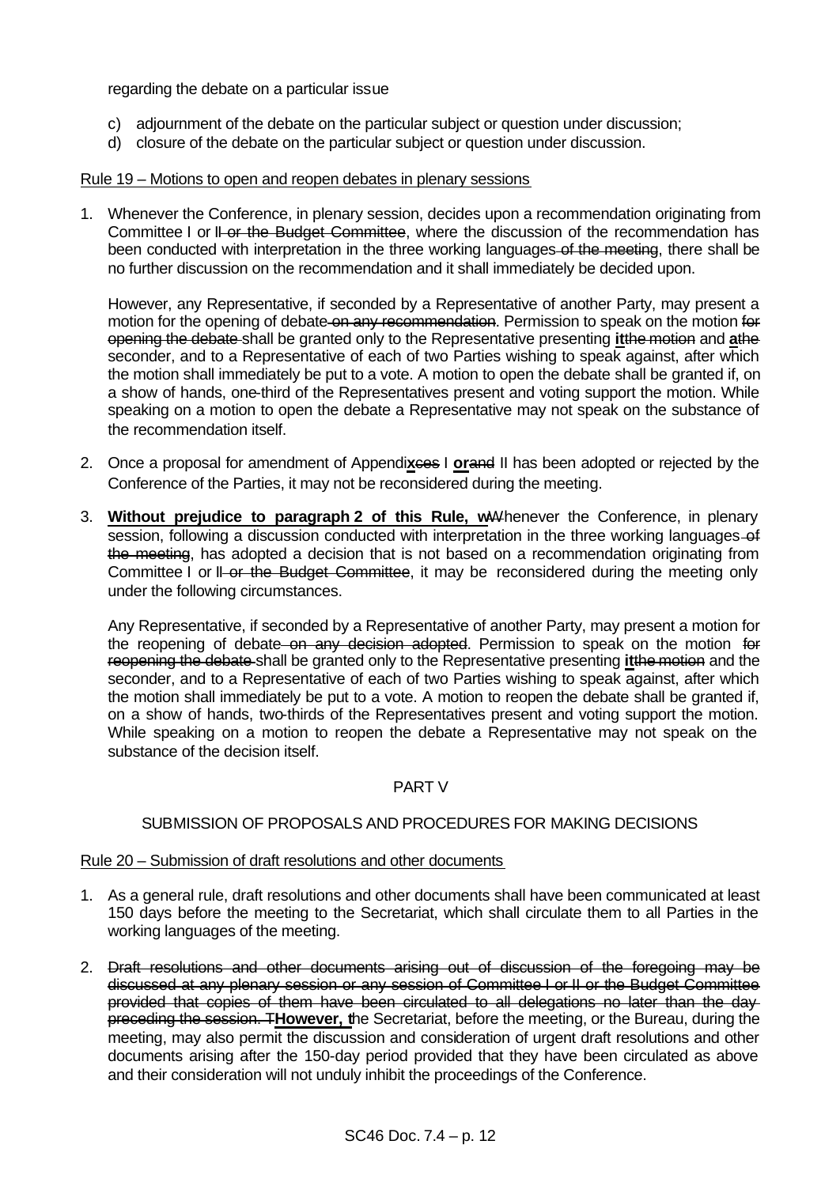regarding the debate on a particular issue

c) adjournment of the debate on the particular subject or question under discussion;
d) closure of the debate on the particular subject or question under discussion.

Rule 19 – Motions to open and reopen debates in plenary sessions

1. Whenever the Conference, in plenary session, decides upon a recommendation originating from Committee I or II ~~or the Budget Committee~~, where the discussion of the recommendation has been conducted with interpretation in the three working languages ~~of the meeting~~, there shall be no further discussion on the recommendation and it shall immediately be decided upon.

   However, any Representative, if seconded by a Representative of another Party, may present a motion for the opening of debate ~~on any recommendation~~. Permission to speak on the motion ~~for opening the debate~~ shall be granted only to the Representative presenting **it**~~the motion~~ and **a**~~the~~ seconder, and to a Representative of each of two Parties wishing to speak against, after which the motion shall immediately be put to a vote. A motion to open the debate shall be granted if, on a show of hands, one-third of the Representatives present and voting support the motion. While speaking on a motion to open the debate a Representative may not speak on the substance of the recommendation itself.

2. Once a proposal for amendment of Appendi**x**~~ces~~ I **or**~~and~~ II has been adopted or rejected by the Conference of the Parties, it may not be reconsidered during the meeting.

3. **Without prejudice to paragraph 2 of this Rule, w**~~W~~henever the Conference, in plenary session, following a discussion conducted with interpretation in the three working languages ~~of the meeting~~, has adopted a decision that is not based on a recommendation originating from Committee I or II ~~or the Budget Committee~~, it may be reconsidered during the meeting only under the following circumstances.

   Any Representative, if seconded by a Representative of another Party, may present a motion for the reopening of debate ~~on any decision adopted~~. Permission to speak on the motion ~~for reopening the debate~~ shall be granted only to the Representative presenting **it**~~the motion~~ and the seconder, and to a Representative of each of two Parties wishing to speak against, after which the motion shall immediately be put to a vote. A motion to reopen the debate shall be granted if, on a show of hands, two-thirds of the Representatives present and voting support the motion. While speaking on a motion to reopen the debate a Representative may not speak on the substance of the decision itself.

PART V

SUBMISSION OF PROPOSALS AND PROCEDURES FOR MAKING DECISIONS

Rule 20 – Submission of draft resolutions and other documents

1. As a general rule, draft resolutions and other documents shall have been communicated at least 150 days before the meeting to the Secretariat, which shall circulate them to all Parties in the working languages of the meeting.

2. ~~Draft resolutions and other documents arising out of discussion of the foregoing may be discussed at any plenary session or any session of Committee I or II or the Budget Committee provided that copies of them have been circulated to all delegations no later than the day preceding the session. T~~**However, t**he Secretariat, before the meeting, or the Bureau, during the meeting, may also permit the discussion and consideration of urgent draft resolutions and other documents arising after the 150-day period provided that they have been circulated as above and their consideration will not unduly inhibit the proceedings of the Conference.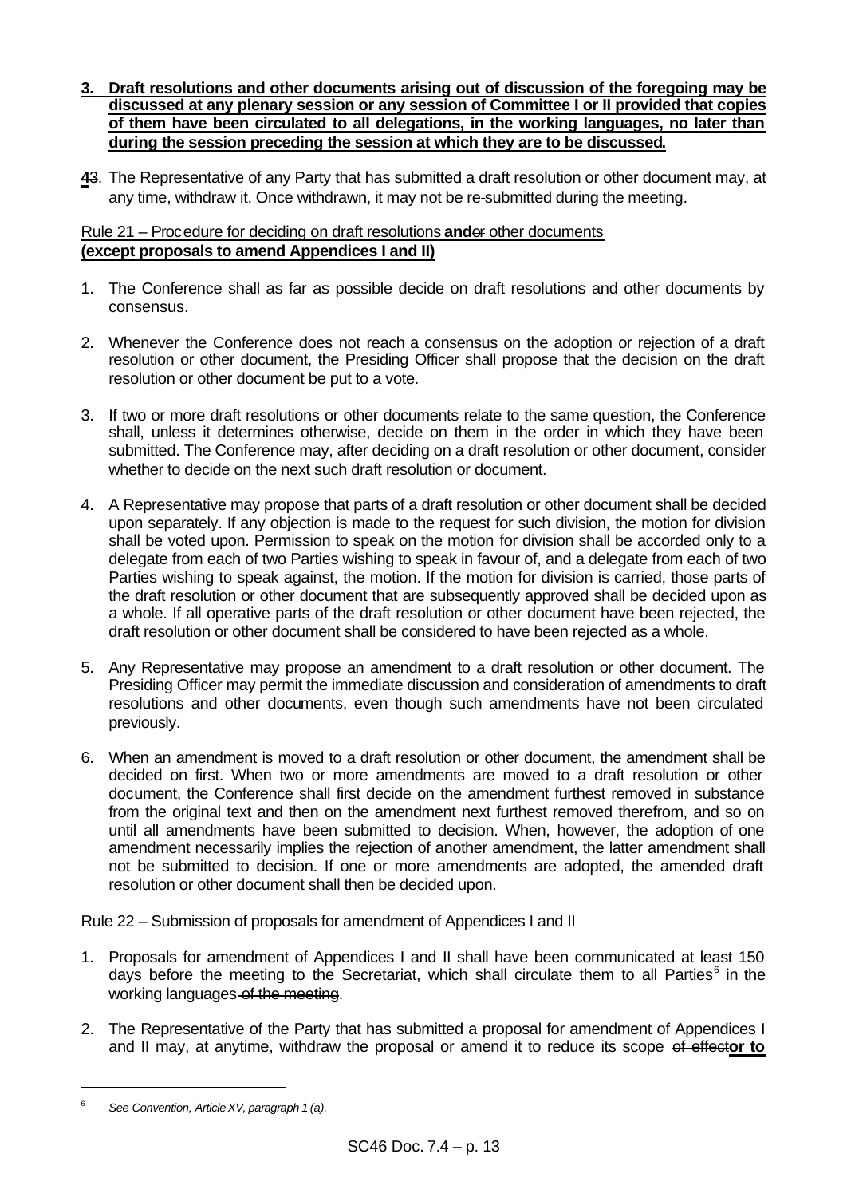**3. Draft resolutions and other documents arising out of discussion of the foregoing may be discussed at any plenary session or any session of Committee I or II provided that copies of them have been circulated to all delegations, in the working languages, no later than during the session preceding the session at which they are to be discussed.**

**4**~~3~~. The Representative of any Party that has submitted a draft resolution or other document may, at any time, withdraw it. Once withdrawn, it may not be re-submitted during the meeting.

Rule 21 – Procedure for deciding on draft resolutions **and**~~or~~ other documents
**(except proposals to amend Appendices I and II)**

1. The Conference shall as far as possible decide on draft resolutions and other documents by consensus.

2. Whenever the Conference does not reach a consensus on the adoption or rejection of a draft resolution or other document, the Presiding Officer shall propose that the decision on the draft resolution or other document be put to a vote.

3. If two or more draft resolutions or other documents relate to the same question, the Conference shall, unless it determines otherwise, decide on them in the order in which they have been submitted. The Conference may, after deciding on a draft resolution or other document, consider whether to decide on the next such draft resolution or document.

4. A Representative may propose that parts of a draft resolution or other document shall be decided upon separately. If any objection is made to the request for such division, the motion for division shall be voted upon. Permission to speak on the motion ~~for division~~ shall be accorded only to a delegate from each of two Parties wishing to speak in favour of, and a delegate from each of two Parties wishing to speak against, the motion. If the motion for division is carried, those parts of the draft resolution or other document that are subsequently approved shall be decided upon as a whole. If all operative parts of the draft resolution or other document have been rejected, the draft resolution or other document shall be considered to have been rejected as a whole.

5. Any Representative may propose an amendment to a draft resolution or other document. The Presiding Officer may permit the immediate discussion and consideration of amendments to draft resolutions and other documents, even though such amendments have not been circulated previously.

6. When an amendment is moved to a draft resolution or other document, the amendment shall be decided on first. When two or more amendments are moved to a draft resolution or other document, the Conference shall first decide on the amendment furthest removed in substance from the original text and then on the amendment next furthest removed therefrom, and so on until all amendments have been submitted to decision. When, however, the adoption of one amendment necessarily implies the rejection of another amendment, the latter amendment shall not be submitted to decision. If one or more amendments are adopted, the amended draft resolution or other document shall then be decided upon.

Rule 22 – Submission of proposals for amendment of Appendices I and II

1. Proposals for amendment of Appendices I and II shall have been communicated at least 150 days before the meeting to the Secretariat, which shall circulate them to all Parties[6] in the working languages ~~of the meeting~~.

2. The Representative of the Party that has submitted a proposal for amendment of Appendices I and II may, at anytime, withdraw the proposal or amend it to reduce its scope ~~of effect~~**or to**

---

[6] *See Convention, Article XV, paragraph 1 (a).*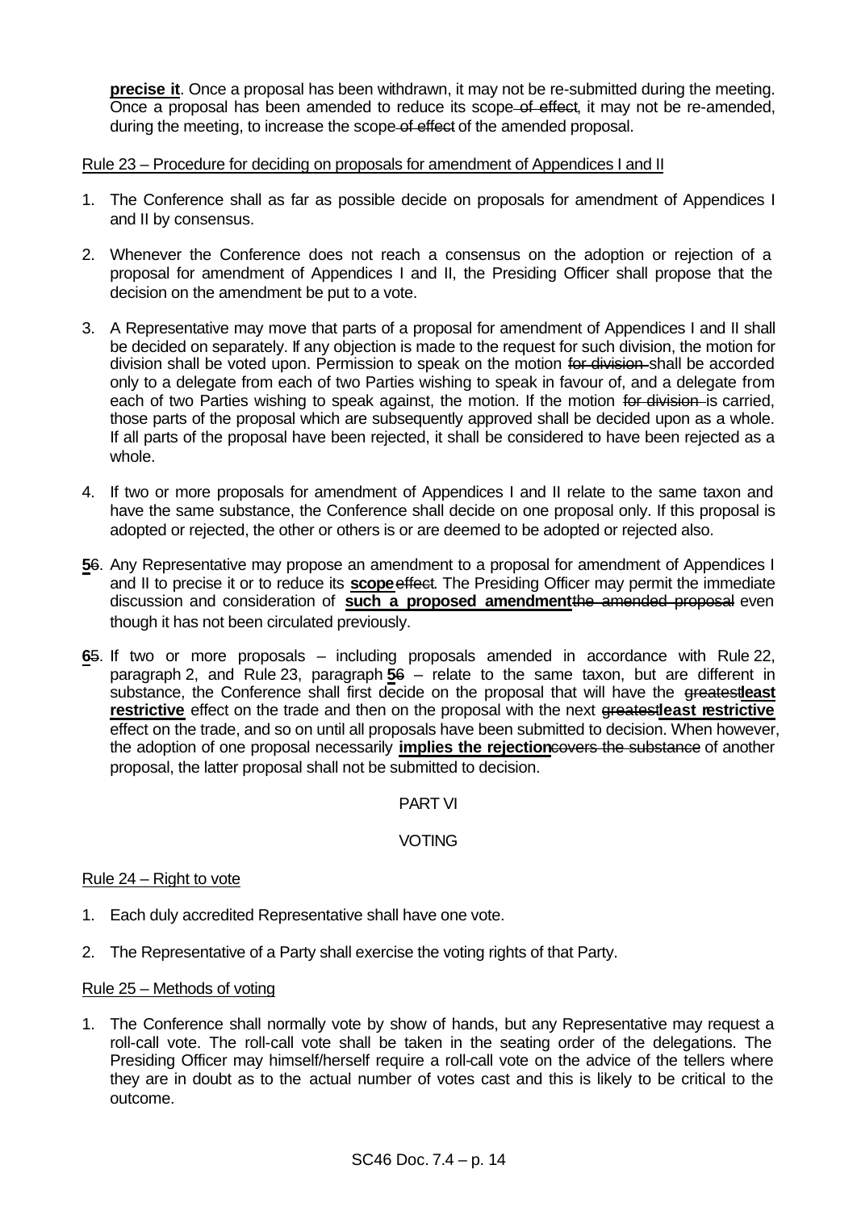**precise it**. Once a proposal has been withdrawn, it may not be re-submitted during the meeting. Once a proposal has been amended to reduce its scope ~~of effect~~, it may not be re-amended, during the meeting, to increase the scope ~~of effect~~ of the amended proposal.

Rule 23 – Procedure for deciding on proposals for amendment of Appendices I and II

1. The Conference shall as far as possible decide on proposals for amendment of Appendices I and II by consensus.

2. Whenever the Conference does not reach a consensus on the adoption or rejection of a proposal for amendment of Appendices I and II, the Presiding Officer shall propose that the decision on the amendment be put to a vote.

3. A Representative may move that parts of a proposal for amendment of Appendices I and II shall be decided on separately. If any objection is made to the request for such division, the motion for division shall be voted upon. Permission to speak on the motion ~~for division~~ shall be accorded only to a delegate from each of two Parties wishing to speak in favour of, and a delegate from each of two Parties wishing to speak against, the motion. If the motion ~~for division~~ is carried, those parts of the proposal which are subsequently approved shall be decided upon as a whole. If all parts of the proposal have been rejected, it shall be considered to have been rejected as a whole.

4. If two or more proposals for amendment of Appendices I and II relate to the same taxon and have the same substance, the Conference shall decide on one proposal only. If this proposal is adopted or rejected, the other or others is or are deemed to be adopted or rejected also.

**5**~~6~~. Any Representative may propose an amendment to a proposal for amendment of Appendices I and II to precise it or to reduce its **scope** ~~effect~~. The Presiding Officer may permit the immediate discussion and consideration of **such a proposed amendment** ~~the amended proposal~~ even though it has not been circulated previously.

**6**~~5~~. If two or more proposals – including proposals amended in accordance with Rule 22, paragraph 2, and Rule 23, paragraph **5**~~6~~ – relate to the same taxon, but are different in substance, the Conference shall first decide on the proposal that will have the ~~greatest~~ **least restrictive** effect on the trade and then on the proposal with the next ~~greatest~~ **least restrictive** effect on the trade, and so on until all proposals have been submitted to decision. When however, the adoption of one proposal necessarily **implies the rejection** ~~covers the substance~~ of another proposal, the latter proposal shall not be submitted to decision.

PART VI

VOTING

Rule 24 – Right to vote

1. Each duly accredited Representative shall have one vote.

2. The Representative of a Party shall exercise the voting rights of that Party.

Rule 25 – Methods of voting

1. The Conference shall normally vote by show of hands, but any Representative may request a roll-call vote. The roll-call vote shall be taken in the seating order of the delegations. The Presiding Officer may himself/herself require a roll-call vote on the advice of the tellers where they are in doubt as to the actual number of votes cast and this is likely to be critical to the outcome.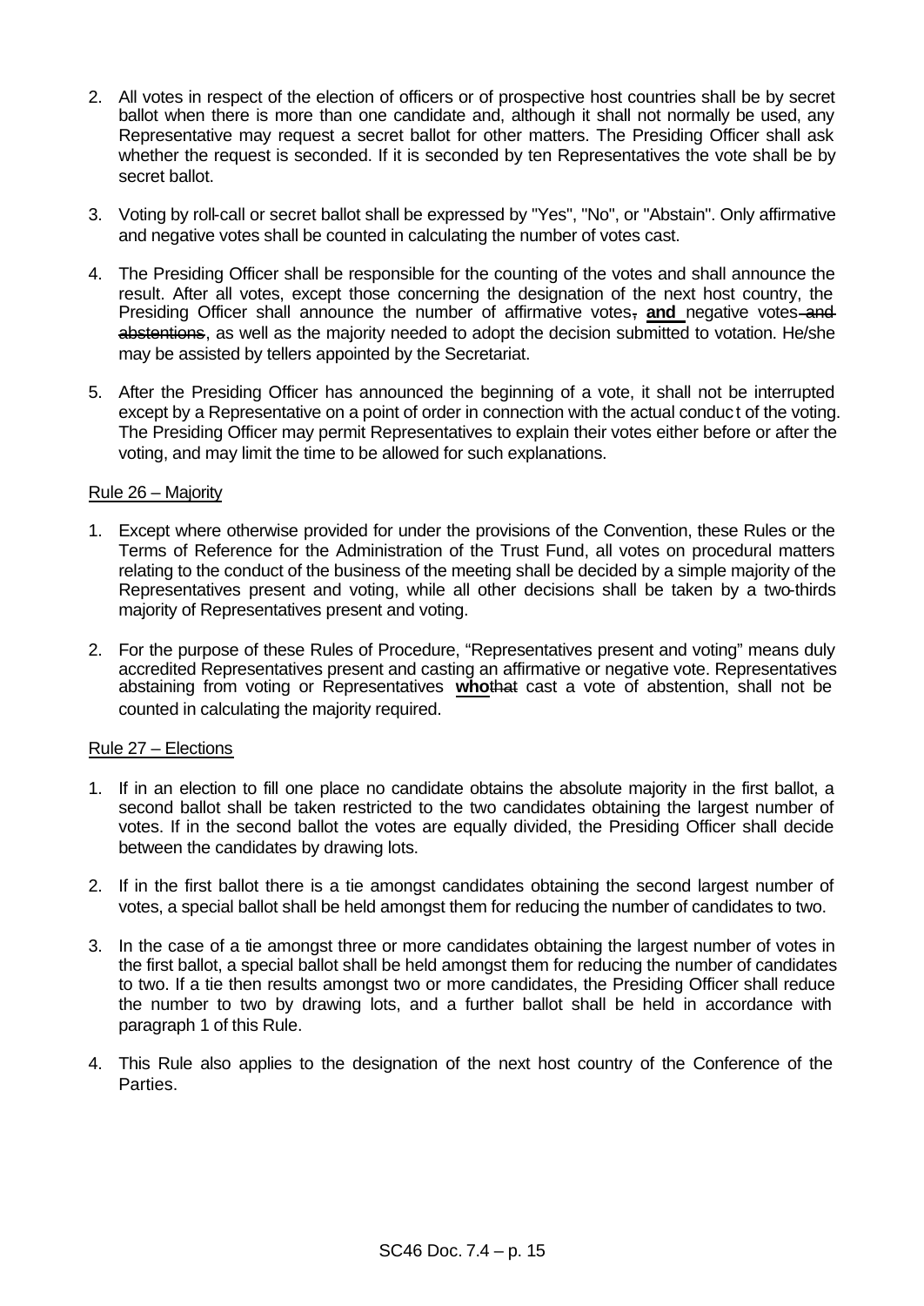2. All votes in respect of the election of officers or of prospective host countries shall be by secret ballot when there is more than one candidate and, although it shall not normally be used, any Representative may request a secret ballot for other matters. The Presiding Officer shall ask whether the request is seconded. If it is seconded by ten Representatives the vote shall be by secret ballot.

3. Voting by roll-call or secret ballot shall be expressed by "Yes", "No", or "Abstain". Only affirmative and negative votes shall be counted in calculating the number of votes cast.

4. The Presiding Officer shall be responsible for the counting of the votes and shall announce the result. After all votes, except those concerning the designation of the next host country, the Presiding Officer shall announce the number of affirmative votes~~,~~ **and** negative votes ~~and abstentions~~, as well as the majority needed to adopt the decision submitted to votation. He/she may be assisted by tellers appointed by the Secretariat.

5. After the Presiding Officer has announced the beginning of a vote, it shall not be interrupted except by a Representative on a point of order in connection with the actual conduct of the voting. The Presiding Officer may permit Representatives to explain their votes either before or after the voting, and may limit the time to be allowed for such explanations.

### Rule 26 – Majority

1. Except where otherwise provided for under the provisions of the Convention, these Rules or the Terms of Reference for the Administration of the Trust Fund, all votes on procedural matters relating to the conduct of the business of the meeting shall be decided by a simple majority of the Representatives present and voting, while all other decisions shall be taken by a two-thirds majority of Representatives present and voting.

2. For the purpose of these Rules of Procedure, "Representatives present and voting" means duly accredited Representatives present and casting an affirmative or negative vote. Representatives abstaining from voting or Representatives **who**~~that~~ cast a vote of abstention, shall not be counted in calculating the majority required.

### Rule 27 – Elections

1. If in an election to fill one place no candidate obtains the absolute majority in the first ballot, a second ballot shall be taken restricted to the two candidates obtaining the largest number of votes. If in the second ballot the votes are equally divided, the Presiding Officer shall decide between the candidates by drawing lots.

2. If in the first ballot there is a tie amongst candidates obtaining the second largest number of votes, a special ballot shall be held amongst them for reducing the number of candidates to two.

3. In the case of a tie amongst three or more candidates obtaining the largest number of votes in the first ballot, a special ballot shall be held amongst them for reducing the number of candidates to two. If a tie then results amongst two or more candidates, the Presiding Officer shall reduce the number to two by drawing lots, and a further ballot shall be held in accordance with paragraph 1 of this Rule.

4. This Rule also applies to the designation of the next host country of the Conference of the Parties.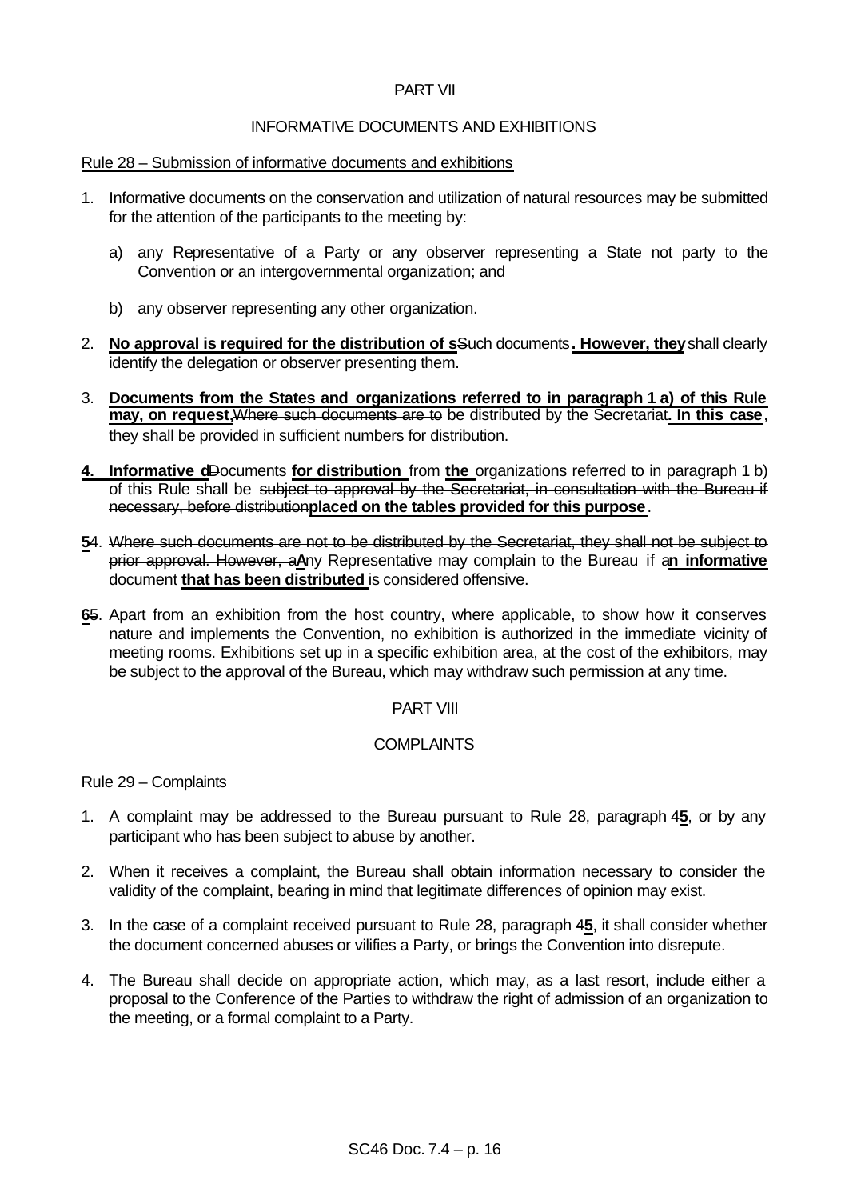PART VII

INFORMATIVE DOCUMENTS AND EXHIBITIONS

Rule 28 – Submission of informative documents and exhibitions

1. Informative documents on the conservation and utilization of natural resources may be submitted for the attention of the participants to the meeting by:

   a) any Representative of a Party or any observer representing a State not party to the Convention or an intergovernmental organization; and

   b) any observer representing any other organization.

2. **No approval is required for the distribution of s**~~S~~uch documents**. However, they** shall clearly identify the delegation or observer presenting them.

3. **Documents from the States and organizations referred to in paragraph 1 a) of this Rule may, on request,**~~Where such documents are to~~ be distributed by the Secretariat**. In this case**, they shall be provided in sufficient numbers for distribution.

**4. Informative d**~~D~~ocuments **for distribution** from **the** organizations referred to in paragraph 1 b) of this Rule shall be ~~subject to approval by the Secretariat, in consultation with the Bureau if necessary, before distribution~~**placed on the tables provided for this purpose**.

**5**~~4~~. ~~Where such documents are not to be distributed by the Secretariat, they shall not be subject to prior approval. However, a~~**A**ny Representative may complain to the Bureau if a**n informative** document **that has been distributed** is considered offensive.

**6**~~5~~. Apart from an exhibition from the host country, where applicable, to show how it conserves nature and implements the Convention, no exhibition is authorized in the immediate vicinity of meeting rooms. Exhibitions set up in a specific exhibition area, at the cost of the exhibitors, may be subject to the approval of the Bureau, which may withdraw such permission at any time.

PART VIII

COMPLAINTS

Rule 29 – Complaints

1. A complaint may be addressed to the Bureau pursuant to Rule 28, paragraph 4**5**, or by any participant who has been subject to abuse by another.

2. When it receives a complaint, the Bureau shall obtain information necessary to consider the validity of the complaint, bearing in mind that legitimate differences of opinion may exist.

3. In the case of a complaint received pursuant to Rule 28, paragraph 4**5**, it shall consider whether the document concerned abuses or vilifies a Party, or brings the Convention into disrepute.

4. The Bureau shall decide on appropriate action, which may, as a last resort, include either a proposal to the Conference of the Parties to withdraw the right of admission of an organization to the meeting, or a formal complaint to a Party.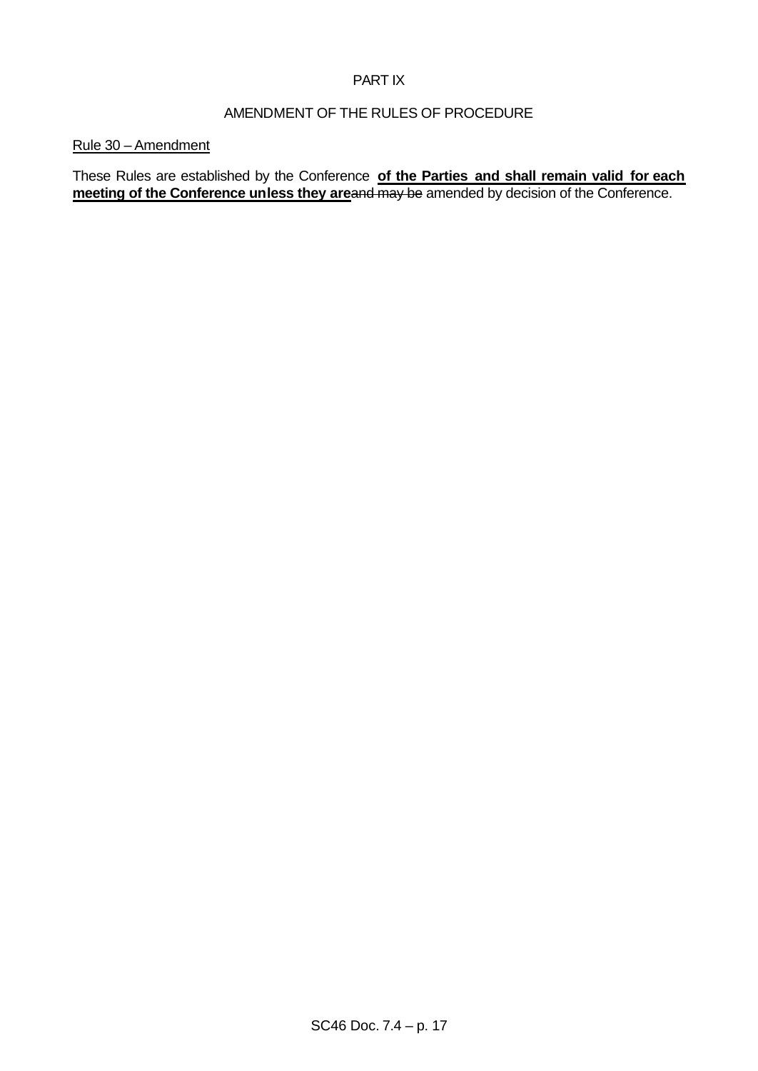PART IX

AMENDMENT OF THE RULES OF PROCEDURE

Rule 30 – Amendment

These Rules are established by the Conference **of the Parties and shall remain valid for each meeting of the Conference unless they are**~~and may be~~ amended by decision of the Conference.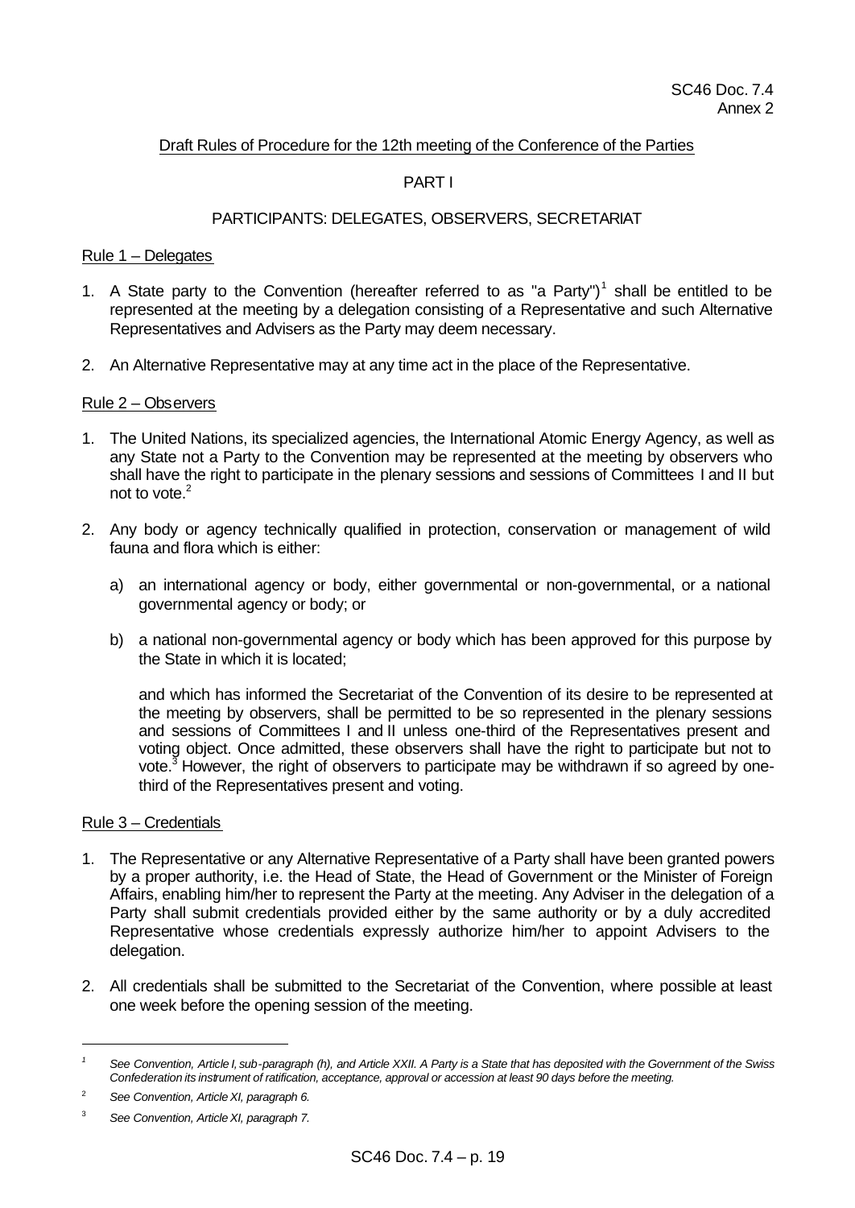SC46 Doc. 7.4
Annex 2

Draft Rules of Procedure for the 12th meeting of the Conference of the Parties

PART I

PARTICIPANTS: DELEGATES, OBSERVERS, SECRETARIAT

Rule 1 – Delegates

1. A State party to the Convention (hereafter referred to as "a Party")[1] shall be entitled to be represented at the meeting by a delegation consisting of a Representative and such Alternative Representatives and Advisers as the Party may deem necessary.

2. An Alternative Representative may at any time act in the place of the Representative.

Rule 2 – Observers

1. The United Nations, its specialized agencies, the International Atomic Energy Agency, as well as any State not a Party to the Convention may be represented at the meeting by observers who shall have the right to participate in the plenary sessions and sessions of Committees I and II but not to vote.[2]

2. Any body or agency technically qualified in protection, conservation or management of wild fauna and flora which is either:

   a) an international agency or body, either governmental or non-governmental, or a national governmental agency or body; or

   b) a national non-governmental agency or body which has been approved for this purpose by the State in which it is located;

   and which has informed the Secretariat of the Convention of its desire to be represented at the meeting by observers, shall be permitted to be so represented in the plenary sessions and sessions of Committees I and II unless one-third of the Representatives present and voting object. Once admitted, these observers shall have the right to participate but not to vote.[3] However, the right of observers to participate may be withdrawn if so agreed by one-third of the Representatives present and voting.

Rule 3 – Credentials

1. The Representative or any Alternative Representative of a Party shall have been granted powers by a proper authority, i.e. the Head of State, the Head of Government or the Minister of Foreign Affairs, enabling him/her to represent the Party at the meeting. Any Adviser in the delegation of a Party shall submit credentials provided either by the same authority or by a duly accredited Representative whose credentials expressly authorize him/her to appoint Advisers to the delegation.

2. All credentials shall be submitted to the Secretariat of the Convention, where possible at least one week before the opening session of the meeting.

---

[1] *See Convention, Article I, sub-paragraph (h), and Article XXII. A Party is a State that has deposited with the Government of the Swiss Confederation its instrument of ratification, acceptance, approval or accession at least 90 days before the meeting.*

[2] *See Convention, Article XI, paragraph 6.*

[3] *See Convention, Article XI, paragraph 7.*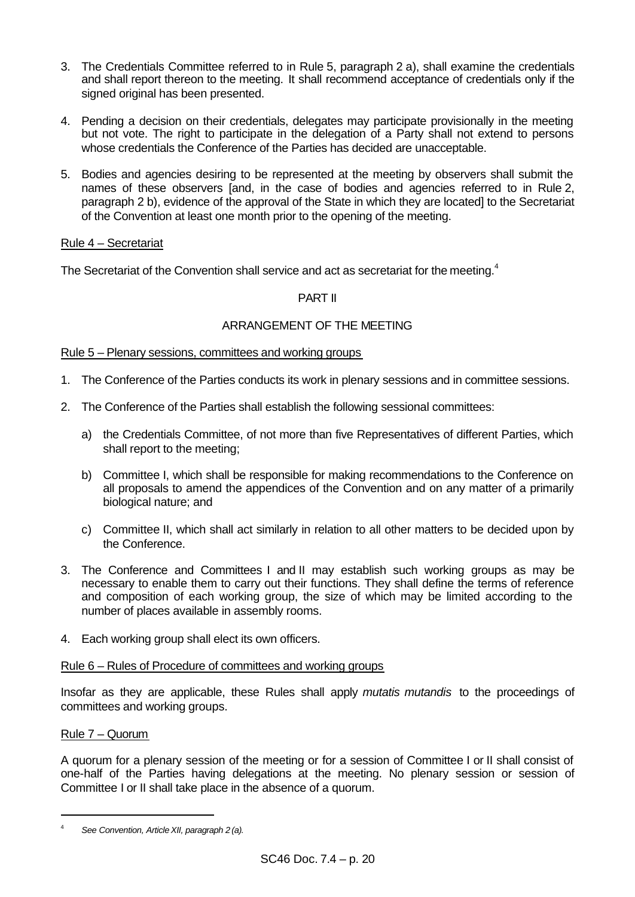3. The Credentials Committee referred to in Rule 5, paragraph 2 a), shall examine the credentials and shall report thereon to the meeting. It shall recommend acceptance of credentials only if the signed original has been presented.

4. Pending a decision on their credentials, delegates may participate provisionally in the meeting but not vote. The right to participate in the delegation of a Party shall not extend to persons whose credentials the Conference of the Parties has decided are unacceptable.

5. Bodies and agencies desiring to be represented at the meeting by observers shall submit the names of these observers [and, in the case of bodies and agencies referred to in Rule 2, paragraph 2 b), evidence of the approval of the State in which they are located] to the Secretariat of the Convention at least one month prior to the opening of the meeting.

Rule 4 – Secretariat

The Secretariat of the Convention shall service and act as secretariat for the meeting.[4]

PART II

ARRANGEMENT OF THE MEETING

Rule 5 – Plenary sessions, committees and working groups

1. The Conference of the Parties conducts its work in plenary sessions and in committee sessions.

2. The Conference of the Parties shall establish the following sessional committees:

   a) the Credentials Committee, of not more than five Representatives of different Parties, which shall report to the meeting;

   b) Committee I, which shall be responsible for making recommendations to the Conference on all proposals to amend the appendices of the Convention and on any matter of a primarily biological nature; and

   c) Committee II, which shall act similarly in relation to all other matters to be decided upon by the Conference.

3. The Conference and Committees I and II may establish such working groups as may be necessary to enable them to carry out their functions. They shall define the terms of reference and composition of each working group, the size of which may be limited according to the number of places available in assembly rooms.

4. Each working group shall elect its own officers.

Rule 6 – Rules of Procedure of committees and working groups

Insofar as they are applicable, these Rules shall apply *mutatis mutandis* to the proceedings of committees and working groups.

Rule 7 – Quorum

A quorum for a plenary session of the meeting or for a session of Committee I or II shall consist of one-half of the Parties having delegations at the meeting. No plenary session or session of Committee I or II shall take place in the absence of a quorum.

---

[4] *See Convention, Article XII, paragraph 2 (a).*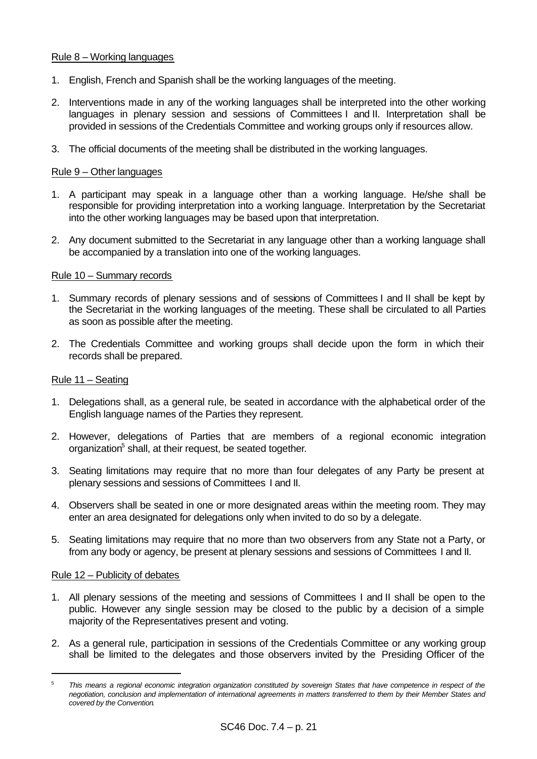Rule 8 – Working languages

1. English, French and Spanish shall be the working languages of the meeting.

2. Interventions made in any of the working languages shall be interpreted into the other working languages in plenary session and sessions of Committees I and II. Interpretation shall be provided in sessions of the Credentials Committee and working groups only if resources allow.

3. The official documents of the meeting shall be distributed in the working languages.

Rule 9 – Other languages

1. A participant may speak in a language other than a working language. He/she shall be responsible for providing interpretation into a working language. Interpretation by the Secretariat into the other working languages may be based upon that interpretation.

2. Any document submitted to the Secretariat in any language other than a working language shall be accompanied by a translation into one of the working languages.

Rule 10 – Summary records

1. Summary records of plenary sessions and of sessions of Committees I and II shall be kept by the Secretariat in the working languages of the meeting. These shall be circulated to all Parties as soon as possible after the meeting.

2. The Credentials Committee and working groups shall decide upon the form in which their records shall be prepared.

Rule 11 – Seating

1. Delegations shall, as a general rule, be seated in accordance with the alphabetical order of the English language names of the Parties they represent.

2. However, delegations of Parties that are members of a regional economic integration organization[5] shall, at their request, be seated together.

3. Seating limitations may require that no more than four delegates of any Party be present at plenary sessions and sessions of Committees I and II.

4. Observers shall be seated in one or more designated areas within the meeting room. They may enter an area designated for delegations only when invited to do so by a delegate.

5. Seating limitations may require that no more than two observers from any State not a Party, or from any body or agency, be present at plenary sessions and sessions of Committees I and II.

Rule 12 – Publicity of debates

1. All plenary sessions of the meeting and sessions of Committees I and II shall be open to the public. However any single session may be closed to the public by a decision of a simple majority of the Representatives present and voting.

2. As a general rule, participation in sessions of the Credentials Committee or any working group shall be limited to the delegates and those observers invited by the Presiding Officer of the

[5] *This means a regional economic integration organization constituted by sovereign States that have competence in respect of the negotiation, conclusion and implementation of international agreements in matters transferred to them by their Member States and covered by the Convention.*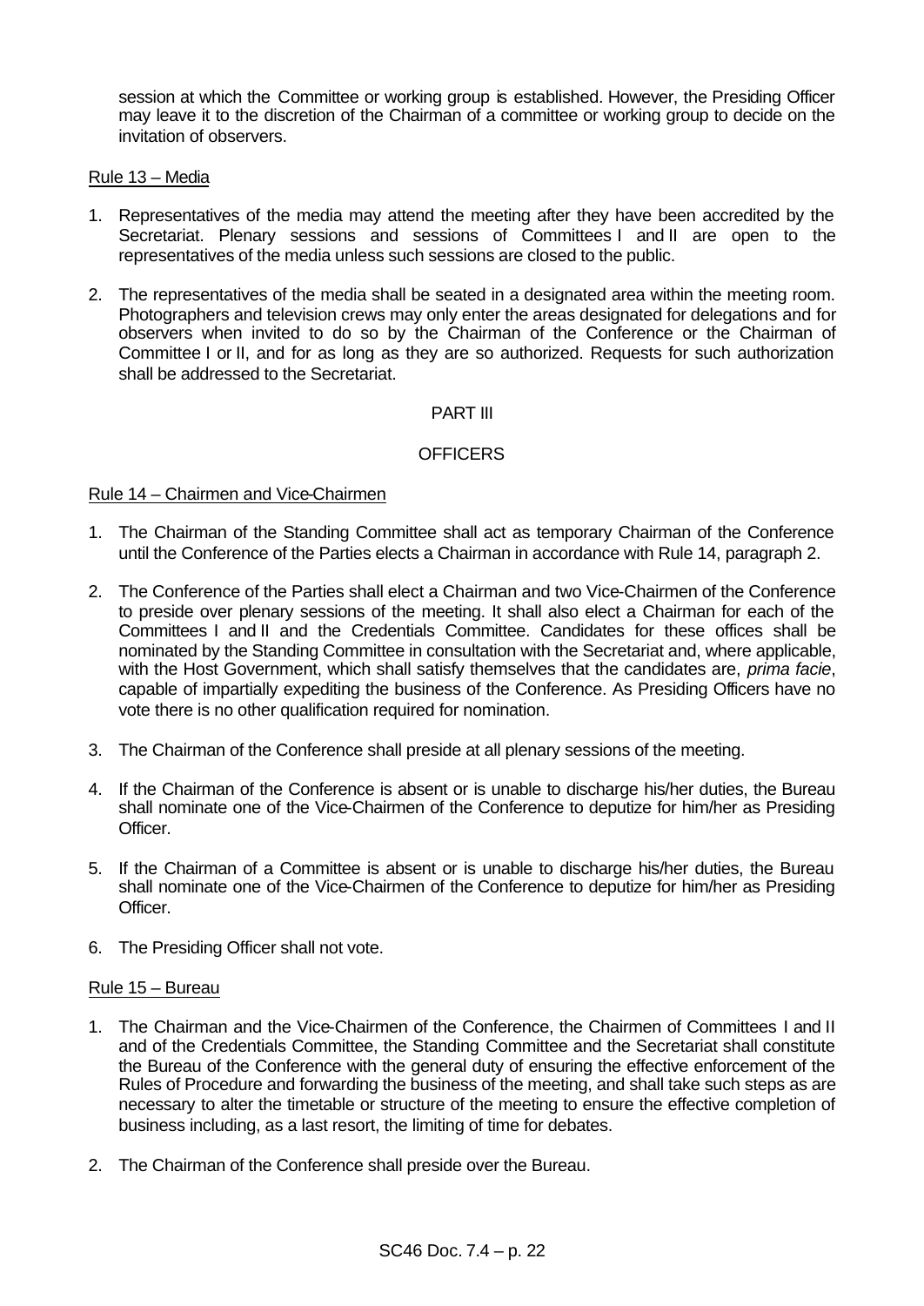session at which the Committee or working group is established. However, the Presiding Officer may leave it to the discretion of the Chairman of a committee or working group to decide on the invitation of observers.

Rule 13 – Media

1. Representatives of the media may attend the meeting after they have been accredited by the Secretariat. Plenary sessions and sessions of Committees I and II are open to the representatives of the media unless such sessions are closed to the public.
2. The representatives of the media shall be seated in a designated area within the meeting room. Photographers and television crews may only enter the areas designated for delegations and for observers when invited to do so by the Chairman of the Conference or the Chairman of Committee I or II, and for as long as they are so authorized. Requests for such authorization shall be addressed to the Secretariat.

PART III

OFFICERS

Rule 14 – Chairmen and Vice-Chairmen

1. The Chairman of the Standing Committee shall act as temporary Chairman of the Conference until the Conference of the Parties elects a Chairman in accordance with Rule 14, paragraph 2.
2. The Conference of the Parties shall elect a Chairman and two Vice-Chairmen of the Conference to preside over plenary sessions of the meeting. It shall also elect a Chairman for each of the Committees I and II and the Credentials Committee. Candidates for these offices shall be nominated by the Standing Committee in consultation with the Secretariat and, where applicable, with the Host Government, which shall satisfy themselves that the candidates are, *prima facie*, capable of impartially expediting the business of the Conference. As Presiding Officers have no vote there is no other qualification required for nomination.
3. The Chairman of the Conference shall preside at all plenary sessions of the meeting.
4. If the Chairman of the Conference is absent or is unable to discharge his/her duties, the Bureau shall nominate one of the Vice-Chairmen of the Conference to deputize for him/her as Presiding Officer.
5. If the Chairman of a Committee is absent or is unable to discharge his/her duties, the Bureau shall nominate one of the Vice-Chairmen of the Conference to deputize for him/her as Presiding Officer.
6. The Presiding Officer shall not vote.

Rule 15 – Bureau

1. The Chairman and the Vice-Chairmen of the Conference, the Chairmen of Committees I and II and of the Credentials Committee, the Standing Committee and the Secretariat shall constitute the Bureau of the Conference with the general duty of ensuring the effective enforcement of the Rules of Procedure and forwarding the business of the meeting, and shall take such steps as are necessary to alter the timetable or structure of the meeting to ensure the effective completion of business including, as a last resort, the limiting of time for debates.
2. The Chairman of the Conference shall preside over the Bureau.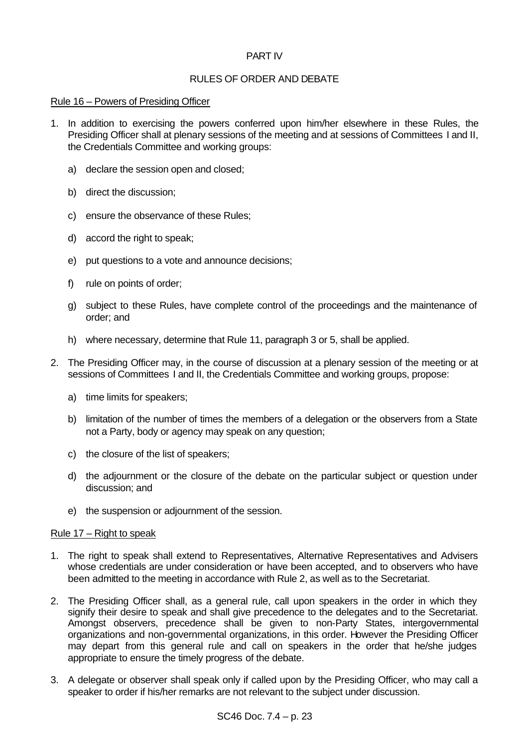PART IV

RULES OF ORDER AND DEBATE

Rule 16 – Powers of Presiding Officer

1. In addition to exercising the powers conferred upon him/her elsewhere in these Rules, the Presiding Officer shall at plenary sessions of the meeting and at sessions of Committees I and II, the Credentials Committee and working groups:

   a) declare the session open and closed;

   b) direct the discussion;

   c) ensure the observance of these Rules;

   d) accord the right to speak;

   e) put questions to a vote and announce decisions;

   f) rule on points of order;

   g) subject to these Rules, have complete control of the proceedings and the maintenance of order; and

   h) where necessary, determine that Rule 11, paragraph 3 or 5, shall be applied.

2. The Presiding Officer may, in the course of discussion at a plenary session of the meeting or at sessions of Committees I and II, the Credentials Committee and working groups, propose:

   a) time limits for speakers;

   b) limitation of the number of times the members of a delegation or the observers from a State not a Party, body or agency may speak on any question;

   c) the closure of the list of speakers;

   d) the adjournment or the closure of the debate on the particular subject or question under discussion; and

   e) the suspension or adjournment of the session.

Rule 17 – Right to speak

1. The right to speak shall extend to Representatives, Alternative Representatives and Advisers whose credentials are under consideration or have been accepted, and to observers who have been admitted to the meeting in accordance with Rule 2, as well as to the Secretariat.

2. The Presiding Officer shall, as a general rule, call upon speakers in the order in which they signify their desire to speak and shall give precedence to the delegates and to the Secretariat. Amongst observers, precedence shall be given to non-Party States, intergovernmental organizations and non-governmental organizations, in this order. However the Presiding Officer may depart from this general rule and call on speakers in the order that he/she judges appropriate to ensure the timely progress of the debate.

3. A delegate or observer shall speak only if called upon by the Presiding Officer, who may call a speaker to order if his/her remarks are not relevant to the subject under discussion.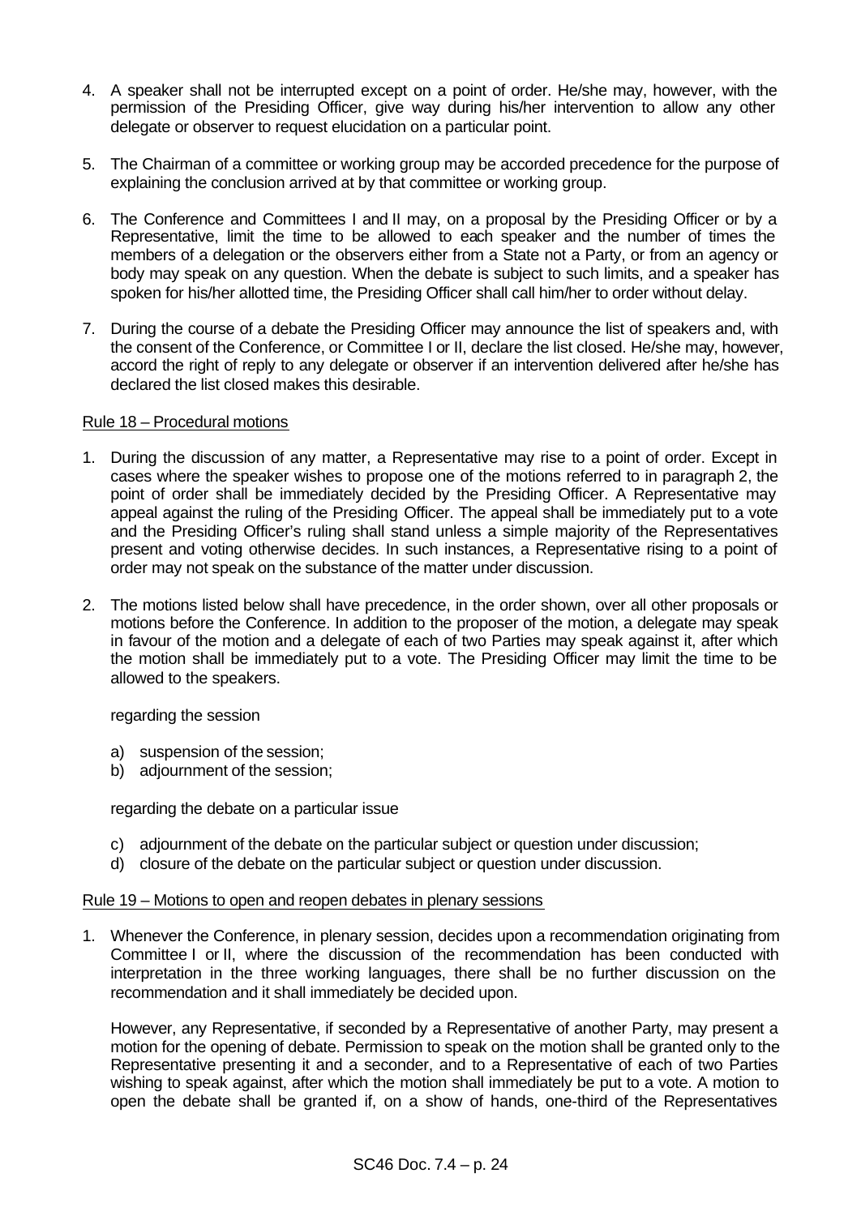4. A speaker shall not be interrupted except on a point of order. He/she may, however, with the permission of the Presiding Officer, give way during his/her intervention to allow any other delegate or observer to request elucidation on a particular point.

5. The Chairman of a committee or working group may be accorded precedence for the purpose of explaining the conclusion arrived at by that committee or working group.

6. The Conference and Committees I and II may, on a proposal by the Presiding Officer or by a Representative, limit the time to be allowed to each speaker and the number of times the members of a delegation or the observers either from a State not a Party, or from an agency or body may speak on any question. When the debate is subject to such limits, and a speaker has spoken for his/her allotted time, the Presiding Officer shall call him/her to order without delay.

7. During the course of a debate the Presiding Officer may announce the list of speakers and, with the consent of the Conference, or Committee I or II, declare the list closed. He/she may, however, accord the right of reply to any delegate or observer if an intervention delivered after he/she has declared the list closed makes this desirable.

<u>Rule 18 – Procedural motions</u>

1. During the discussion of any matter, a Representative may rise to a point of order. Except in cases where the speaker wishes to propose one of the motions referred to in paragraph 2, the point of order shall be immediately decided by the Presiding Officer. A Representative may appeal against the ruling of the Presiding Officer. The appeal shall be immediately put to a vote and the Presiding Officer's ruling shall stand unless a simple majority of the Representatives present and voting otherwise decides. In such instances, a Representative rising to a point of order may not speak on the substance of the matter under discussion.

2. The motions listed below shall have precedence, in the order shown, over all other proposals or motions before the Conference. In addition to the proposer of the motion, a delegate may speak in favour of the motion and a delegate of each of two Parties may speak against it, after which the motion shall be immediately put to a vote. The Presiding Officer may limit the time to be allowed to the speakers.

   regarding the session

   a) suspension of the session;
   b) adjournment of the session;

   regarding the debate on a particular issue

   c) adjournment of the debate on the particular subject or question under discussion;
   d) closure of the debate on the particular subject or question under discussion.

<u>Rule 19 – Motions to open and reopen debates in plenary sessions</u>

1. Whenever the Conference, in plenary session, decides upon a recommendation originating from Committee I or II, where the discussion of the recommendation has been conducted with interpretation in the three working languages, there shall be no further discussion on the recommendation and it shall immediately be decided upon.

   However, any Representative, if seconded by a Representative of another Party, may present a motion for the opening of debate. Permission to speak on the motion shall be granted only to the Representative presenting it and a seconder, and to a Representative of each of two Parties wishing to speak against, after which the motion shall immediately be put to a vote. A motion to open the debate shall be granted if, on a show of hands, one-third of the Representatives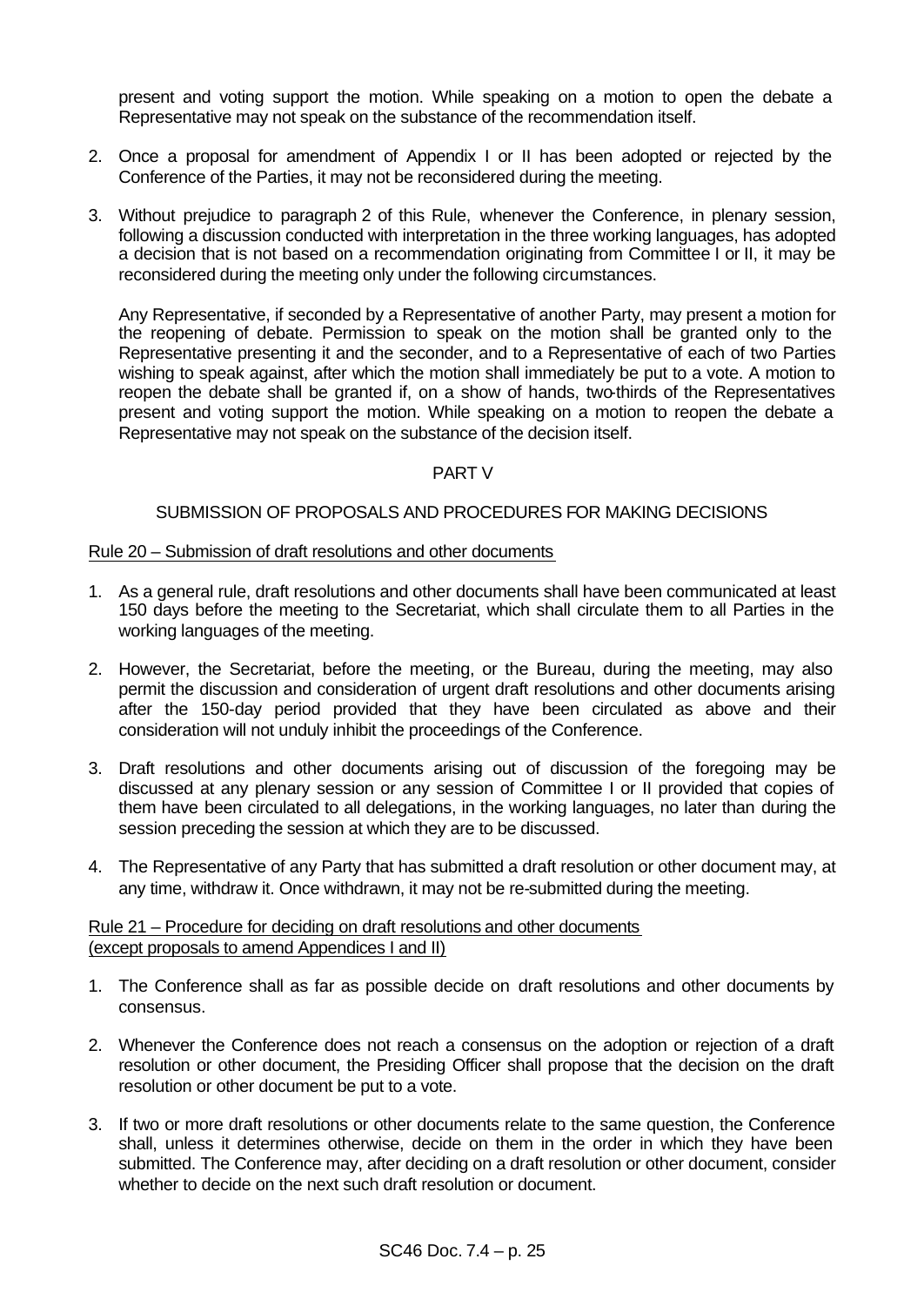present and voting support the motion. While speaking on a motion to open the debate a Representative may not speak on the substance of the recommendation itself.

2. Once a proposal for amendment of Appendix I or II has been adopted or rejected by the Conference of the Parties, it may not be reconsidered during the meeting.

3. Without prejudice to paragraph 2 of this Rule, whenever the Conference, in plenary session, following a discussion conducted with interpretation in the three working languages, has adopted a decision that is not based on a recommendation originating from Committee I or II, it may be reconsidered during the meeting only under the following circumstances.

   Any Representative, if seconded by a Representative of another Party, may present a motion for the reopening of debate. Permission to speak on the motion shall be granted only to the Representative presenting it and the seconder, and to a Representative of each of two Parties wishing to speak against, after which the motion shall immediately be put to a vote. A motion to reopen the debate shall be granted if, on a show of hands, two-thirds of the Representatives present and voting support the motion. While speaking on a motion to reopen the debate a Representative may not speak on the substance of the decision itself.

## PART V

## SUBMISSION OF PROPOSALS AND PROCEDURES FOR MAKING DECISIONS

### Rule 20 – Submission of draft resolutions and other documents

1. As a general rule, draft resolutions and other documents shall have been communicated at least 150 days before the meeting to the Secretariat, which shall circulate them to all Parties in the working languages of the meeting.

2. However, the Secretariat, before the meeting, or the Bureau, during the meeting, may also permit the discussion and consideration of urgent draft resolutions and other documents arising after the 150-day period provided that they have been circulated as above and their consideration will not unduly inhibit the proceedings of the Conference.

3. Draft resolutions and other documents arising out of discussion of the foregoing may be discussed at any plenary session or any session of Committee I or II provided that copies of them have been circulated to all delegations, in the working languages, no later than during the session preceding the session at which they are to be discussed.

4. The Representative of any Party that has submitted a draft resolution or other document may, at any time, withdraw it. Once withdrawn, it may not be re-submitted during the meeting.

### Rule 21 – Procedure for deciding on draft resolutions and other documents (except proposals to amend Appendices I and II)

1. The Conference shall as far as possible decide on draft resolutions and other documents by consensus.

2. Whenever the Conference does not reach a consensus on the adoption or rejection of a draft resolution or other document, the Presiding Officer shall propose that the decision on the draft resolution or other document be put to a vote.

3. If two or more draft resolutions or other documents relate to the same question, the Conference shall, unless it determines otherwise, decide on them in the order in which they have been submitted. The Conference may, after deciding on a draft resolution or other document, consider whether to decide on the next such draft resolution or document.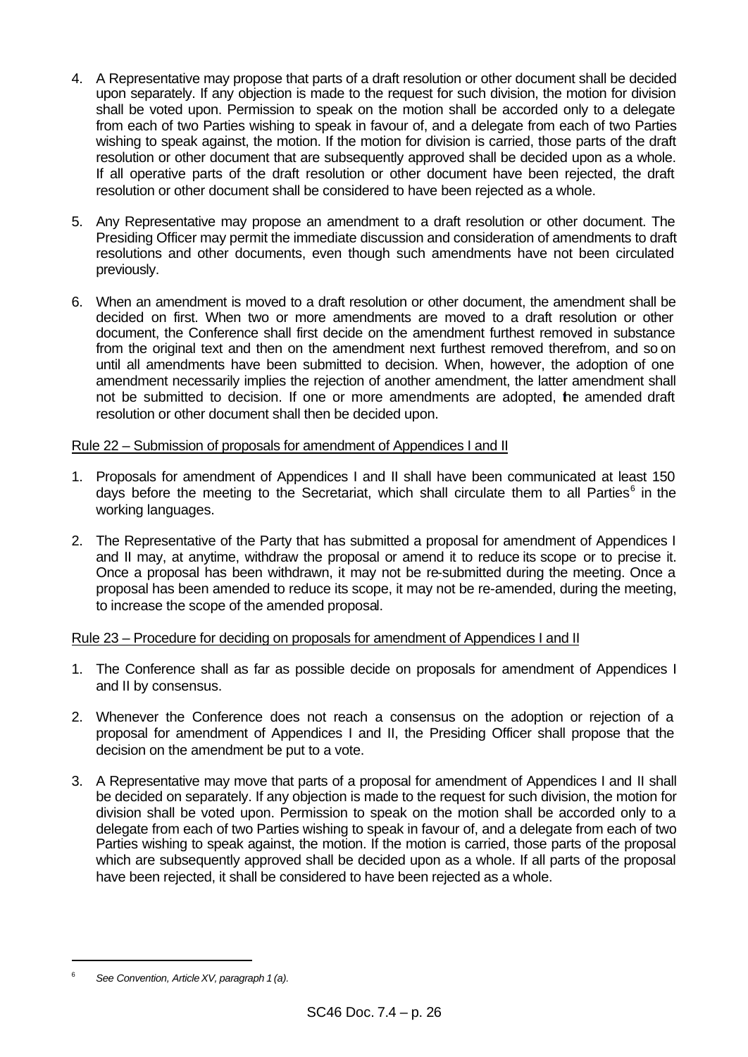4. A Representative may propose that parts of a draft resolution or other document shall be decided upon separately. If any objection is made to the request for such division, the motion for division shall be voted upon. Permission to speak on the motion shall be accorded only to a delegate from each of two Parties wishing to speak in favour of, and a delegate from each of two Parties wishing to speak against, the motion. If the motion for division is carried, those parts of the draft resolution or other document that are subsequently approved shall be decided upon as a whole. If all operative parts of the draft resolution or other document have been rejected, the draft resolution or other document shall be considered to have been rejected as a whole.

5. Any Representative may propose an amendment to a draft resolution or other document. The Presiding Officer may permit the immediate discussion and consideration of amendments to draft resolutions and other documents, even though such amendments have not been circulated previously.

6. When an amendment is moved to a draft resolution or other document, the amendment shall be decided on first. When two or more amendments are moved to a draft resolution or other document, the Conference shall first decide on the amendment furthest removed in substance from the original text and then on the amendment next furthest removed therefrom, and so on until all amendments have been submitted to decision. When, however, the adoption of one amendment necessarily implies the rejection of another amendment, the latter amendment shall not be submitted to decision. If one or more amendments are adopted, the amended draft resolution or other document shall then be decided upon.

Rule 22 – Submission of proposals for amendment of Appendices I and II

1. Proposals for amendment of Appendices I and II shall have been communicated at least 150 days before the meeting to the Secretariat, which shall circulate them to all Parties[6] in the working languages.

2. The Representative of the Party that has submitted a proposal for amendment of Appendices I and II may, at anytime, withdraw the proposal or amend it to reduce its scope or to precise it. Once a proposal has been withdrawn, it may not be re-submitted during the meeting. Once a proposal has been amended to reduce its scope, it may not be re-amended, during the meeting, to increase the scope of the amended proposal.

Rule 23 – Procedure for deciding on proposals for amendment of Appendices I and II

1. The Conference shall as far as possible decide on proposals for amendment of Appendices I and II by consensus.

2. Whenever the Conference does not reach a consensus on the adoption or rejection of a proposal for amendment of Appendices I and II, the Presiding Officer shall propose that the decision on the amendment be put to a vote.

3. A Representative may move that parts of a proposal for amendment of Appendices I and II shall be decided on separately. If any objection is made to the request for such division, the motion for division shall be voted upon. Permission to speak on the motion shall be accorded only to a delegate from each of two Parties wishing to speak in favour of, and a delegate from each of two Parties wishing to speak against, the motion. If the motion is carried, those parts of the proposal which are subsequently approved shall be decided upon as a whole. If all parts of the proposal have been rejected, it shall be considered to have been rejected as a whole.

[6] *See Convention, Article XV, paragraph 1 (a).*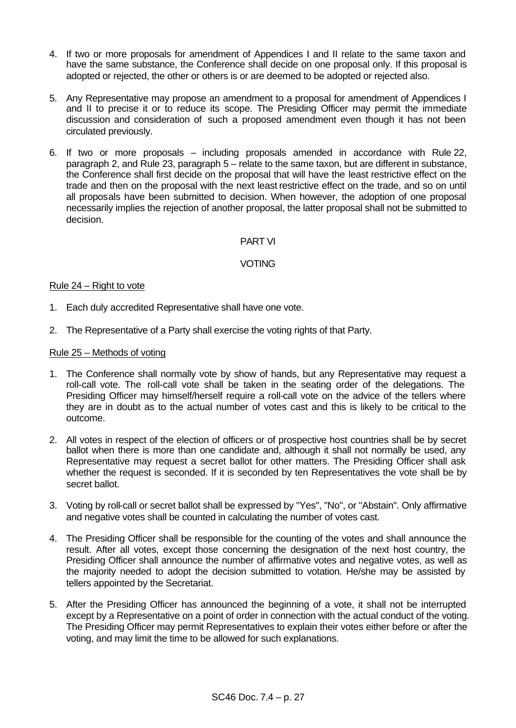4. If two or more proposals for amendment of Appendices I and II relate to the same taxon and have the same substance, the Conference shall decide on one proposal only. If this proposal is adopted or rejected, the other or others is or are deemed to be adopted or rejected also.

5. Any Representative may propose an amendment to a proposal for amendment of Appendices I and II to precise it or to reduce its scope. The Presiding Officer may permit the immediate discussion and consideration of such a proposed amendment even though it has not been circulated previously.

6. If two or more proposals – including proposals amended in accordance with Rule 22, paragraph 2, and Rule 23, paragraph 5 – relate to the same taxon, but are different in substance, the Conference shall first decide on the proposal that will have the least restrictive effect on the trade and then on the proposal with the next least restrictive effect on the trade, and so on until all proposals have been submitted to decision. When however, the adoption of one proposal necessarily implies the rejection of another proposal, the latter proposal shall not be submitted to decision.

## PART VI

## VOTING

Rule 24 – Right to vote

1. Each duly accredited Representative shall have one vote.

2. The Representative of a Party shall exercise the voting rights of that Party.

Rule 25 – Methods of voting

1. The Conference shall normally vote by show of hands, but any Representative may request a roll-call vote. The roll-call vote shall be taken in the seating order of the delegations. The Presiding Officer may himself/herself require a roll-call vote on the advice of the tellers where they are in doubt as to the actual number of votes cast and this is likely to be critical to the outcome.

2. All votes in respect of the election of officers or of prospective host countries shall be by secret ballot when there is more than one candidate and, although it shall not normally be used, any Representative may request a secret ballot for other matters. The Presiding Officer shall ask whether the request is seconded. If it is seconded by ten Representatives the vote shall be by secret ballot.

3. Voting by roll-call or secret ballot shall be expressed by "Yes", "No", or "Abstain". Only affirmative and negative votes shall be counted in calculating the number of votes cast.

4. The Presiding Officer shall be responsible for the counting of the votes and shall announce the result. After all votes, except those concerning the designation of the next host country, the Presiding Officer shall announce the number of affirmative votes and negative votes, as well as the majority needed to adopt the decision submitted to votation. He/she may be assisted by tellers appointed by the Secretariat.

5. After the Presiding Officer has announced the beginning of a vote, it shall not be interrupted except by a Representative on a point of order in connection with the actual conduct of the voting. The Presiding Officer may permit Representatives to explain their votes either before or after the voting, and may limit the time to be allowed for such explanations.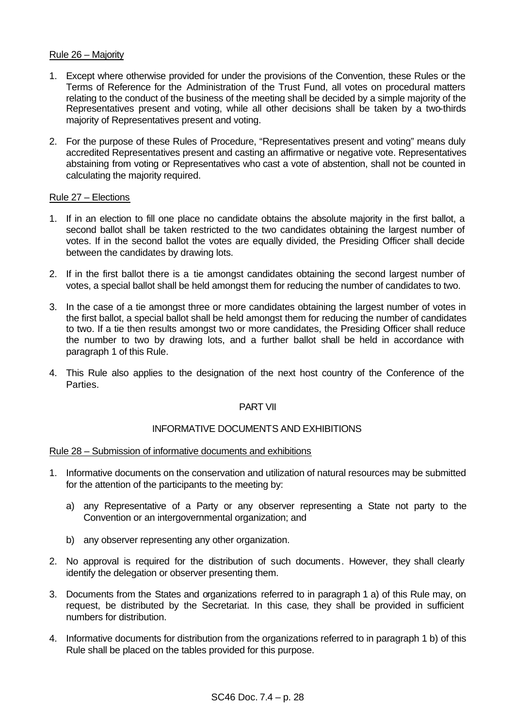Rule 26 – Majority

1. Except where otherwise provided for under the provisions of the Convention, these Rules or the Terms of Reference for the Administration of the Trust Fund, all votes on procedural matters relating to the conduct of the business of the meeting shall be decided by a simple majority of the Representatives present and voting, while all other decisions shall be taken by a two-thirds majority of Representatives present and voting.

2. For the purpose of these Rules of Procedure, "Representatives present and voting" means duly accredited Representatives present and casting an affirmative or negative vote. Representatives abstaining from voting or Representatives who cast a vote of abstention, shall not be counted in calculating the majority required.

Rule 27 – Elections

1. If in an election to fill one place no candidate obtains the absolute majority in the first ballot, a second ballot shall be taken restricted to the two candidates obtaining the largest number of votes. If in the second ballot the votes are equally divided, the Presiding Officer shall decide between the candidates by drawing lots.

2. If in the first ballot there is a tie amongst candidates obtaining the second largest number of votes, a special ballot shall be held amongst them for reducing the number of candidates to two.

3. In the case of a tie amongst three or more candidates obtaining the largest number of votes in the first ballot, a special ballot shall be held amongst them for reducing the number of candidates to two. If a tie then results amongst two or more candidates, the Presiding Officer shall reduce the number to two by drawing lots, and a further ballot shall be held in accordance with paragraph 1 of this Rule.

4. This Rule also applies to the designation of the next host country of the Conference of the Parties.

## PART VII

## INFORMATIVE DOCUMENTS AND EXHIBITIONS

Rule 28 – Submission of informative documents and exhibitions

1. Informative documents on the conservation and utilization of natural resources may be submitted for the attention of the participants to the meeting by:

   a) any Representative of a Party or any observer representing a State not party to the Convention or an intergovernmental organization; and

   b) any observer representing any other organization.

2. No approval is required for the distribution of such documents. However, they shall clearly identify the delegation or observer presenting them.

3. Documents from the States and organizations referred to in paragraph 1 a) of this Rule may, on request, be distributed by the Secretariat. In this case, they shall be provided in sufficient numbers for distribution.

4. Informative documents for distribution from the organizations referred to in paragraph 1 b) of this Rule shall be placed on the tables provided for this purpose.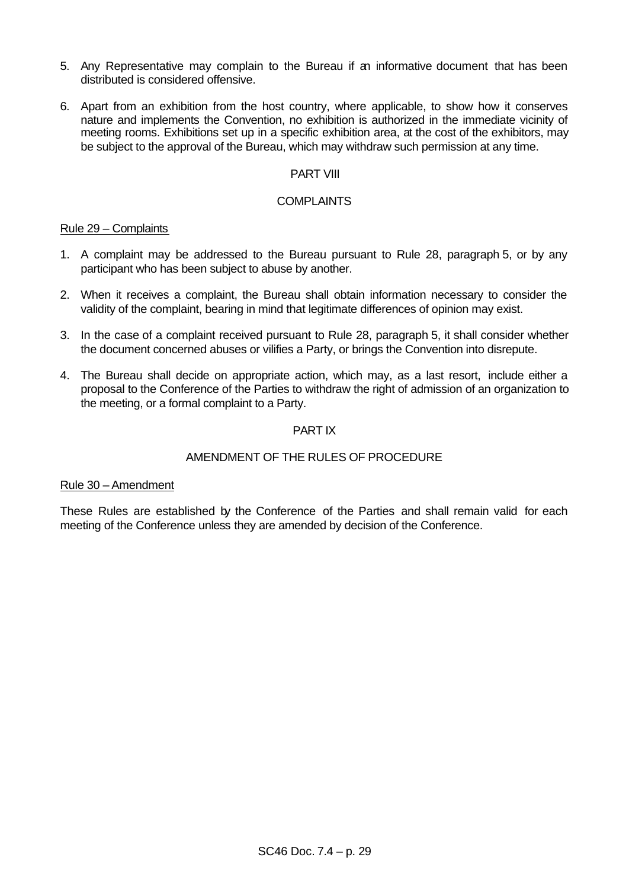5. Any Representative may complain to the Bureau if an informative document that has been distributed is considered offensive.

6. Apart from an exhibition from the host country, where applicable, to show how it conserves nature and implements the Convention, no exhibition is authorized in the immediate vicinity of meeting rooms. Exhibitions set up in a specific exhibition area, at the cost of the exhibitors, may be subject to the approval of the Bureau, which may withdraw such permission at any time.

## PART VIII

## COMPLAINTS

Rule 29 – Complaints

1. A complaint may be addressed to the Bureau pursuant to Rule 28, paragraph 5, or by any participant who has been subject to abuse by another.

2. When it receives a complaint, the Bureau shall obtain information necessary to consider the validity of the complaint, bearing in mind that legitimate differences of opinion may exist.

3. In the case of a complaint received pursuant to Rule 28, paragraph 5, it shall consider whether the document concerned abuses or vilifies a Party, or brings the Convention into disrepute.

4. The Bureau shall decide on appropriate action, which may, as a last resort, include either a proposal to the Conference of the Parties to withdraw the right of admission of an organization to the meeting, or a formal complaint to a Party.

## PART IX

## AMENDMENT OF THE RULES OF PROCEDURE

Rule 30 – Amendment

These Rules are established by the Conference of the Parties and shall remain valid for each meeting of the Conference unless they are amended by decision of the Conference.